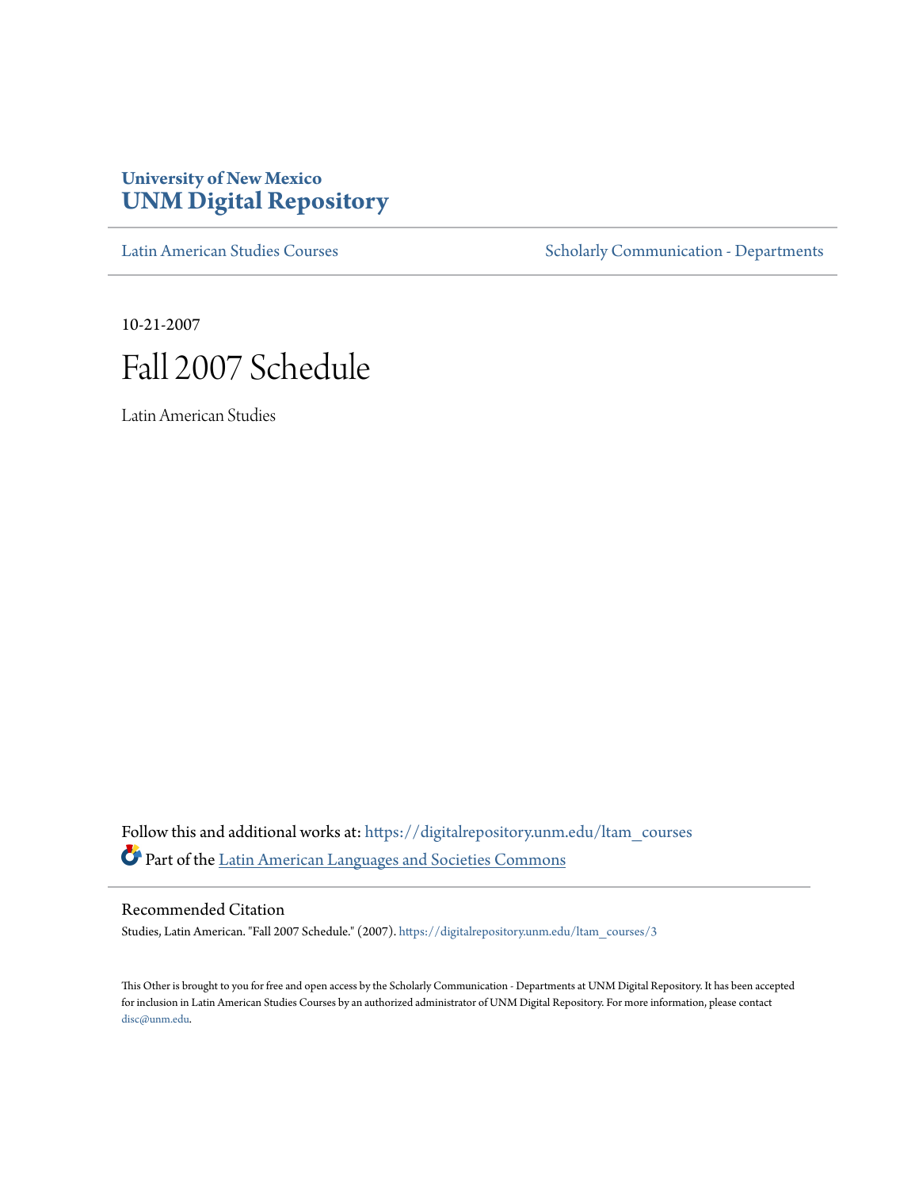# University of New Mexico
# UNM Digital Repository

Latin American Studies Courses | Scholarly Communication - Departments

10-21-2007

# Fall 2007 Schedule

Latin American Studies

Follow this and additional works at: https://digitalrepository.unm.edu/ltam_courses

Part of the Latin American Languages and Societies Commons

## Recommended Citation

Studies, Latin American. "Fall 2007 Schedule." (2007). https://digitalrepository.unm.edu/ltam_courses/3

This Other is brought to you for free and open access by the Scholarly Communication - Departments at UNM Digital Repository. It has been accepted for inclusion in Latin American Studies Courses by an authorized administrator of UNM Digital Repository. For more information, please contact disc@unm.edu.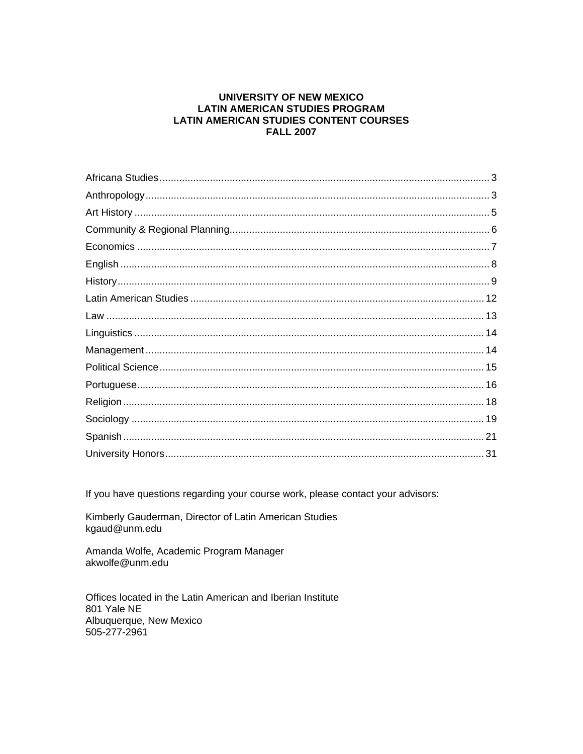# UNIVERSITY OF NEW MEXICO
## LATIN AMERICAN STUDIES PROGRAM
## LATIN AMERICAN STUDIES CONTENT COURSES
## FALL 2007

| Section | Page |
|---|---|
| Africana Studies | 3 |
| Anthropology | 3 |
| Art History | 5 |
| Community & Regional Planning | 6 |
| Economics | 7 |
| English | 8 |
| History | 9 |
| Latin American Studies | 12 |
| Law | 13 |
| Linguistics | 14 |
| Management | 14 |
| Political Science | 15 |
| Portuguese | 16 |
| Religion | 18 |
| Sociology | 19 |
| Spanish | 21 |
| University Honors | 31 |

If you have questions regarding your course work, please contact your advisors:

Kimberly Gauderman, Director of Latin American Studies
kgaud@unm.edu

Amanda Wolfe, Academic Program Manager
akwolfe@unm.edu

Offices located in the Latin American and Iberian Institute
801 Yale NE
Albuquerque, New Mexico
505-277-2961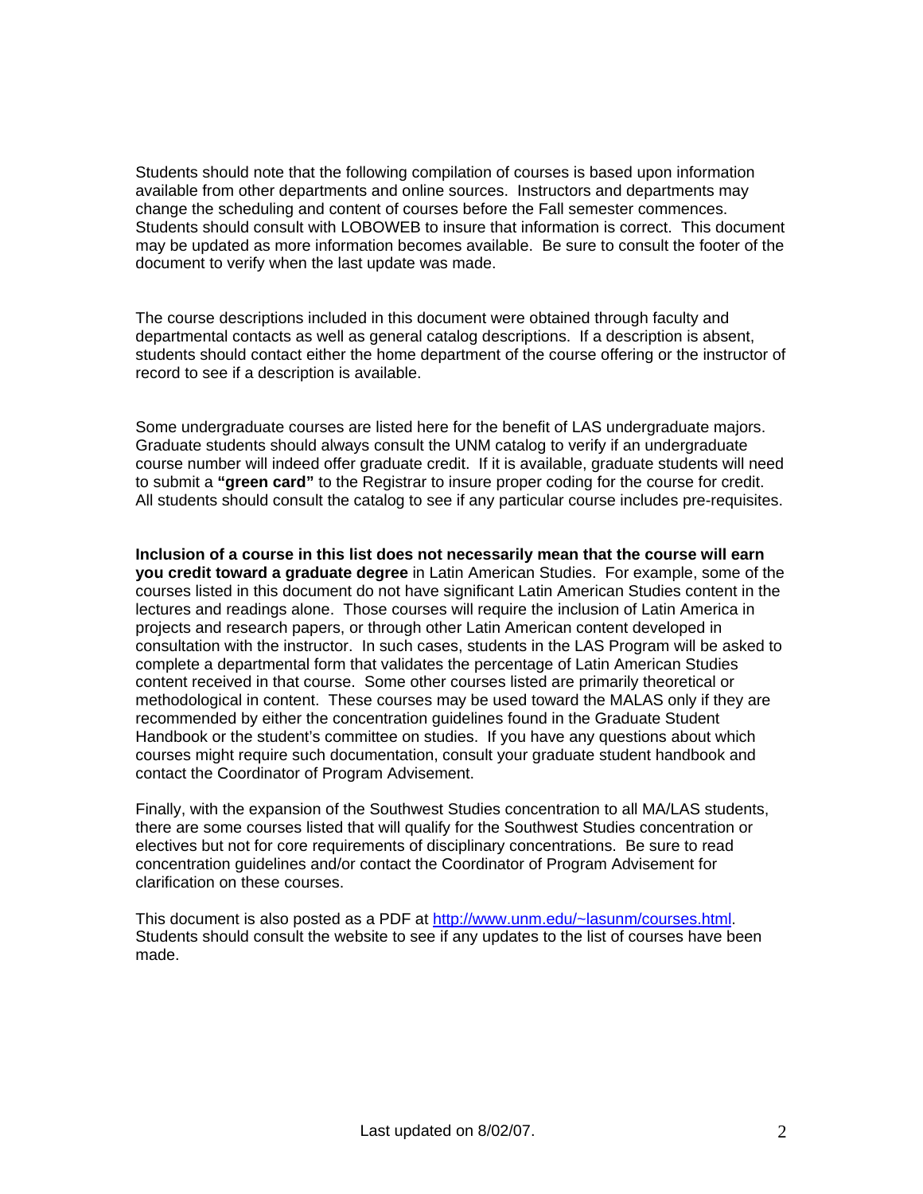Students should note that the following compilation of courses is based upon information available from other departments and online sources. Instructors and departments may change the scheduling and content of courses before the Fall semester commences. Students should consult with LOBOWEB to insure that information is correct. This document may be updated as more information becomes available. Be sure to consult the footer of the document to verify when the last update was made.

The course descriptions included in this document were obtained through faculty and departmental contacts as well as general catalog descriptions. If a description is absent, students should contact either the home department of the course offering or the instructor of record to see if a description is available.

Some undergraduate courses are listed here for the benefit of LAS undergraduate majors. Graduate students should always consult the UNM catalog to verify if an undergraduate course number will indeed offer graduate credit. If it is available, graduate students will need to submit a **"green card"** to the Registrar to insure proper coding for the course for credit. All students should consult the catalog to see if any particular course includes pre-requisites.

**Inclusion of a course in this list does not necessarily mean that the course will earn you credit toward a graduate degree** in Latin American Studies. For example, some of the courses listed in this document do not have significant Latin American Studies content in the lectures and readings alone. Those courses will require the inclusion of Latin America in projects and research papers, or through other Latin American content developed in consultation with the instructor. In such cases, students in the LAS Program will be asked to complete a departmental form that validates the percentage of Latin American Studies content received in that course. Some other courses listed are primarily theoretical or methodological in content. These courses may be used toward the MALAS only if they are recommended by either the concentration guidelines found in the Graduate Student Handbook or the student's committee on studies. If you have any questions about which courses might require such documentation, consult your graduate student handbook and contact the Coordinator of Program Advisement.

Finally, with the expansion of the Southwest Studies concentration to all MA/LAS students, there are some courses listed that will qualify for the Southwest Studies concentration or electives but not for core requirements of disciplinary concentrations. Be sure to read concentration guidelines and/or contact the Coordinator of Program Advisement for clarification on these courses.

This document is also posted as a PDF at http://www.unm.edu/~lasunm/courses.html. Students should consult the website to see if any updates to the list of courses have been made.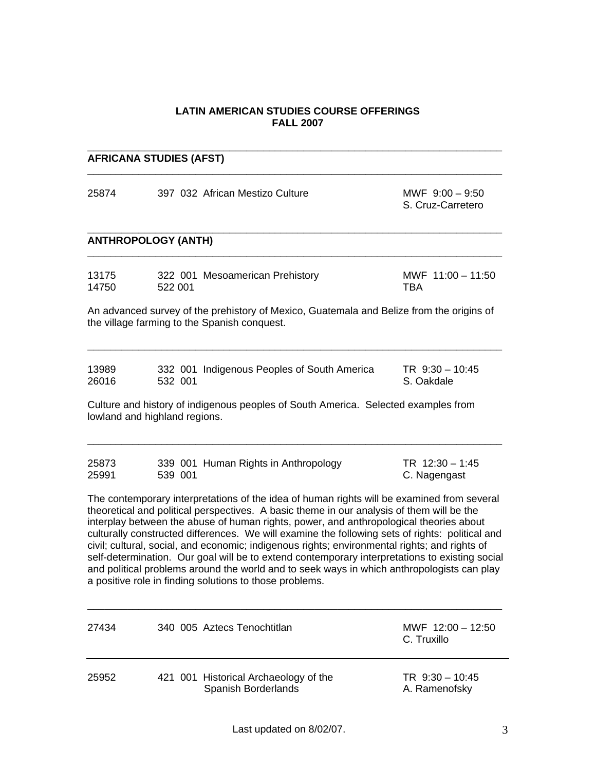# LATIN AMERICAN STUDIES COURSE OFFERINGS
# FALL 2007

## AFRICANA STUDIES (AFST)

25874 397 032 African Mestizo Culture MWF 9:00 – 9:50
S. Cruz-Carretero

## ANTHROPOLOGY (ANTH)

13175 322 001 Mesoamerican Prehistory MWF 11:00 – 11:50
14750 522 001 TBA

An advanced survey of the prehistory of Mexico, Guatemala and Belize from the origins of the village farming to the Spanish conquest.

---

13989 332 001 Indigenous Peoples of South America TR 9:30 – 10:45
26016 532 001 S. Oakdale

Culture and history of indigenous peoples of South America. Selected examples from lowland and highland regions.

---

25873 339 001 Human Rights in Anthropology TR 12:30 – 1:45
25991 539 001 C. Nagengast

The contemporary interpretations of the idea of human rights will be examined from several theoretical and political perspectives. A basic theme in our analysis of them will be the interplay between the abuse of human rights, power, and anthropological theories about culturally constructed differences. We will examine the following sets of rights: political and civil; cultural, social, and economic; indigenous rights; environmental rights; and rights of self-determination. Our goal will be to extend contemporary interpretations to existing social and political problems around the world and to seek ways in which anthropologists can play a positive role in finding solutions to those problems.

---

27434 340 005 Aztecs Tenochtitlan MWF 12:00 – 12:50
C. Truxillo

---

25952 421 001 Historical Archaeology of the Spanish Borderlands TR 9:30 – 10:45
A. Ramenofsky

Last updated on 8/02/07.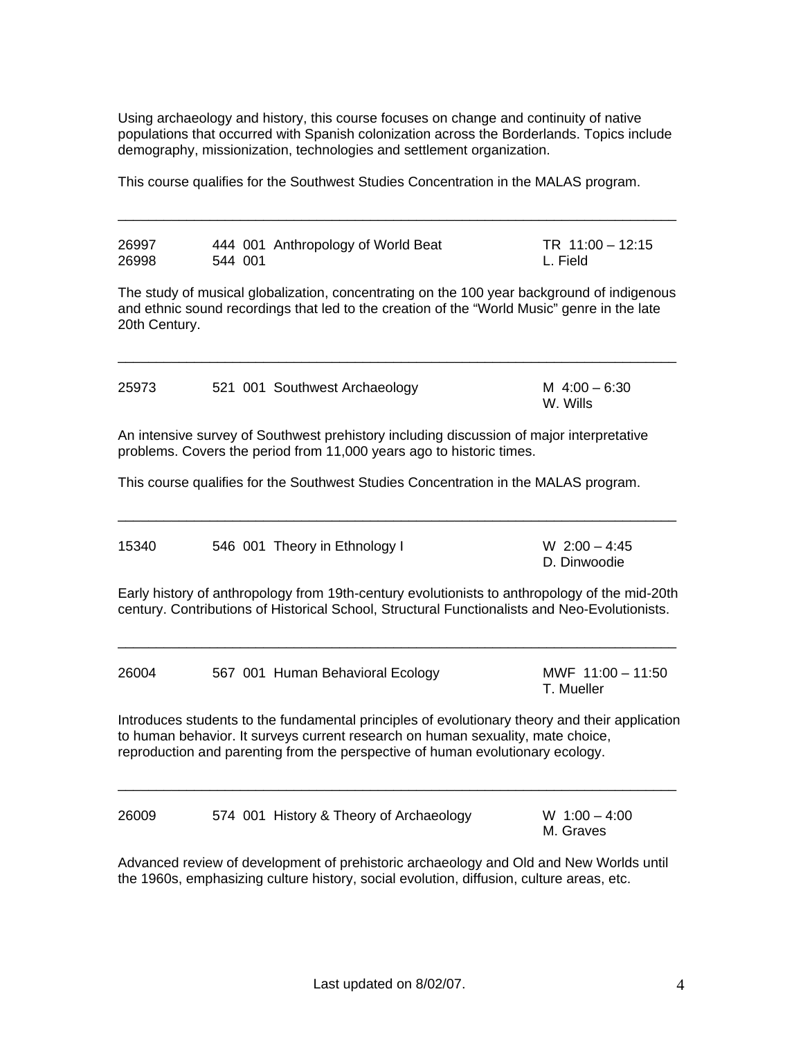Using archaeology and history, this course focuses on change and continuity of native populations that occurred with Spanish colonization across the Borderlands. Topics include demography, missionization, technologies and settlement organization.

This course qualifies for the Southwest Studies Concentration in the MALAS program.

---

26997 444 001 Anthropology of World Beat TR 11:00 – 12:15
26998 544 001 L. Field

The study of musical globalization, concentrating on the 100 year background of indigenous and ethnic sound recordings that led to the creation of the "World Music" genre in the late 20th Century.

---

25973 521 001 Southwest Archaeology M 4:00 – 6:30
W. Wills

An intensive survey of Southwest prehistory including discussion of major interpretative problems. Covers the period from 11,000 years ago to historic times.

This course qualifies for the Southwest Studies Concentration in the MALAS program.

---

15340 546 001 Theory in Ethnology I W 2:00 – 4:45
D. Dinwoodie

Early history of anthropology from 19th-century evolutionists to anthropology of the mid-20th century. Contributions of Historical School, Structural Functionalists and Neo-Evolutionists.

---

26004 567 001 Human Behavioral Ecology MWF 11:00 – 11:50
T. Mueller

Introduces students to the fundamental principles of evolutionary theory and their application to human behavior. It surveys current research on human sexuality, mate choice, reproduction and parenting from the perspective of human evolutionary ecology.

---

26009 574 001 History & Theory of Archaeology W 1:00 – 4:00
M. Graves

Advanced review of development of prehistoric archaeology and Old and New Worlds until the 1960s, emphasizing culture history, social evolution, diffusion, culture areas, etc.

Last updated on 8/02/07.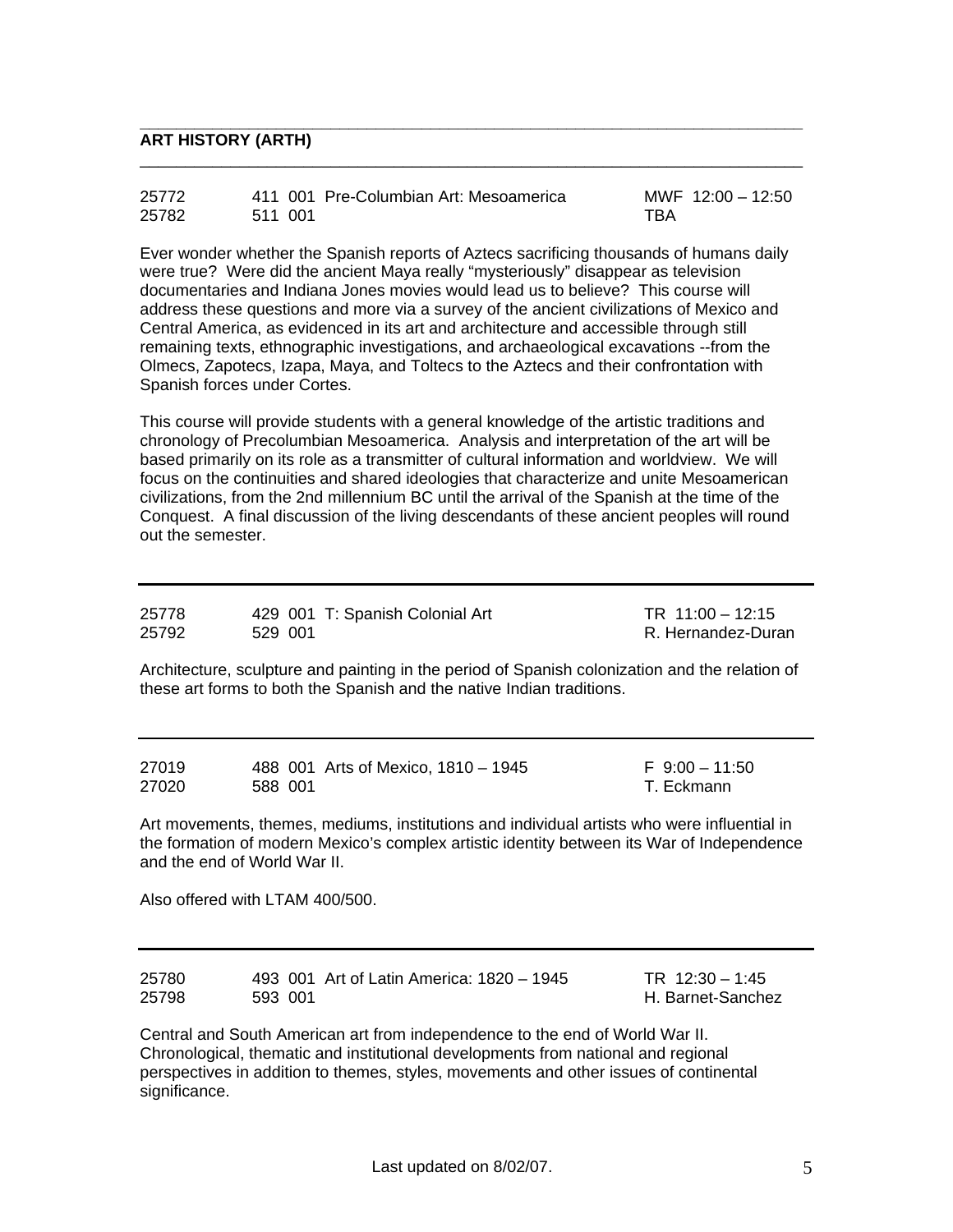## ART HISTORY (ARTH)

| | | | |
|---|---|---|---|
| 25772 | 411 001 | Pre-Columbian Art: Mesoamerica | MWF 12:00 – 12:50 |
| 25782 | 511 001 | | TBA |

Ever wonder whether the Spanish reports of Aztecs sacrificing thousands of humans daily were true? Were did the ancient Maya really "mysteriously" disappear as television documentaries and Indiana Jones movies would lead us to believe? This course will address these questions and more via a survey of the ancient civilizations of Mexico and Central America, as evidenced in its art and architecture and accessible through still remaining texts, ethnographic investigations, and archaeological excavations --from the Olmecs, Zapotecs, Izapa, Maya, and Toltecs to the Aztecs and their confrontation with Spanish forces under Cortes.

This course will provide students with a general knowledge of the artistic traditions and chronology of Precolumbian Mesoamerica. Analysis and interpretation of the art will be based primarily on its role as a transmitter of cultural information and worldview. We will focus on the continuities and shared ideologies that characterize and unite Mesoamerican civilizations, from the 2nd millennium BC until the arrival of the Spanish at the time of the Conquest. A final discussion of the living descendants of these ancient peoples will round out the semester.

---

| | | | |
|---|---|---|---|
| 25778 | 429 001 | T: Spanish Colonial Art | TR 11:00 – 12:15 |
| 25792 | 529 001 | | R. Hernandez-Duran |

Architecture, sculpture and painting in the period of Spanish colonization and the relation of these art forms to both the Spanish and the native Indian traditions.

---

| | | | |
|---|---|---|---|
| 27019 | 488 001 | Arts of Mexico, 1810 – 1945 | F 9:00 – 11:50 |
| 27020 | 588 001 | | T. Eckmann |

Art movements, themes, mediums, institutions and individual artists who were influential in the formation of modern Mexico's complex artistic identity between its War of Independence and the end of World War II.

Also offered with LTAM 400/500.

---

| | | | |
|---|---|---|---|
| 25780 | 493 001 | Art of Latin America: 1820 – 1945 | TR 12:30 – 1:45 |
| 25798 | 593 001 | | H. Barnet-Sanchez |

Central and South American art from independence to the end of World War II. Chronological, thematic and institutional developments from national and regional perspectives in addition to themes, styles, movements and other issues of continental significance.

Last updated on 8/02/07.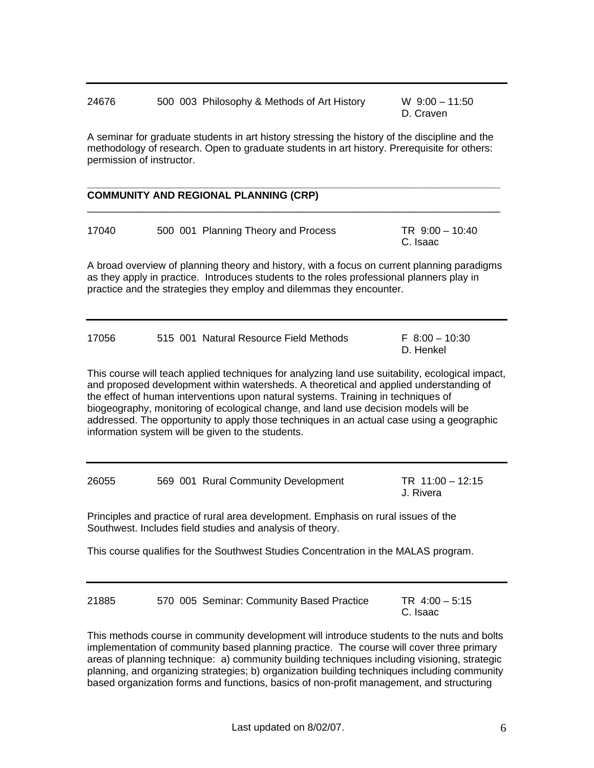24676 500 003 Philosophy & Methods of Art History W 9:00 – 11:50
D. Craven

A seminar for graduate students in art history stressing the history of the discipline and the methodology of research. Open to graduate students in art history. Prerequisite for others: permission of instructor.

## COMMUNITY AND REGIONAL PLANNING (CRP)

17040 500 001 Planning Theory and Process TR 9:00 – 10:40
C. Isaac

A broad overview of planning theory and history, with a focus on current planning paradigms as they apply in practice. Introduces students to the roles professional planners play in practice and the strategies they employ and dilemmas they encounter.

---

17056 515 001 Natural Resource Field Methods F 8:00 – 10:30
D. Henkel

This course will teach applied techniques for analyzing land use suitability, ecological impact, and proposed development within watersheds. A theoretical and applied understanding of the effect of human interventions upon natural systems. Training in techniques of biogeography, monitoring of ecological change, and land use decision models will be addressed. The opportunity to apply those techniques in an actual case using a geographic information system will be given to the students.

---

26055 569 001 Rural Community Development TR 11:00 – 12:15
J. Rivera

Principles and practice of rural area development. Emphasis on rural issues of the Southwest. Includes field studies and analysis of theory.

This course qualifies for the Southwest Studies Concentration in the MALAS program.

---

21885 570 005 Seminar: Community Based Practice TR 4:00 – 5:15
C. Isaac

This methods course in community development will introduce students to the nuts and bolts implementation of community based planning practice. The course will cover three primary areas of planning technique: a) community building techniques including visioning, strategic planning, and organizing strategies; b) organization building techniques including community based organization forms and functions, basics of non-profit management, and structuring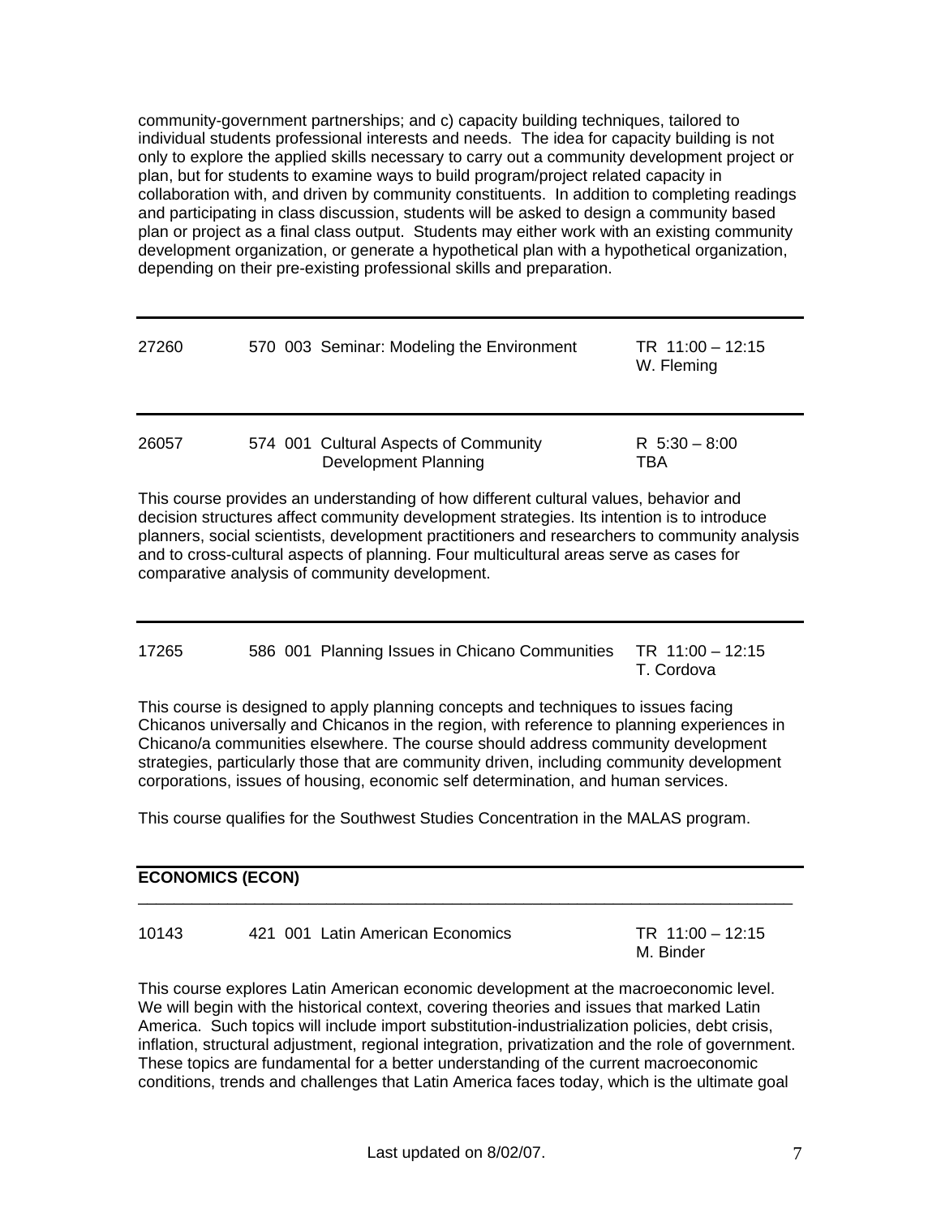community-government partnerships; and c) capacity building techniques, tailored to individual students professional interests and needs. The idea for capacity building is not only to explore the applied skills necessary to carry out a community development project or plan, but for students to examine ways to build program/project related capacity in collaboration with, and driven by community constituents. In addition to completing readings and participating in class discussion, students will be asked to design a community based plan or project as a final class output. Students may either work with an existing community development organization, or generate a hypothetical plan with a hypothetical organization, depending on their pre-existing professional skills and preparation.

---

| | | |
|---|---|---|
| 27260 | 570 003 Seminar: Modeling the Environment | TR 11:00 – 12:15<br>W. Fleming |

---

| | | |
|---|---|---|
| 26057 | 574 001 Cultural Aspects of Community Development Planning | R 5:30 – 8:00<br>TBA |

This course provides an understanding of how different cultural values, behavior and decision structures affect community development strategies. Its intention is to introduce planners, social scientists, development practitioners and researchers to community analysis and to cross-cultural aspects of planning. Four multicultural areas serve as cases for comparative analysis of community development.

---

| | | |
|---|---|---|
| 17265 | 586 001 Planning Issues in Chicano Communities | TR 11:00 – 12:15<br>T. Cordova |

This course is designed to apply planning concepts and techniques to issues facing Chicanos universally and Chicanos in the region, with reference to planning experiences in Chicano/a communities elsewhere. The course should address community development strategies, particularly those that are community driven, including community development corporations, issues of housing, economic self determination, and human services.

This course qualifies for the Southwest Studies Concentration in the MALAS program.

---

## ECONOMICS (ECON)

| | | |
|---|---|---|
| 10143 | 421 001 Latin American Economics | TR 11:00 – 12:15<br>M. Binder |

This course explores Latin American economic development at the macroeconomic level. We will begin with the historical context, covering theories and issues that marked Latin America. Such topics will include import substitution-industrialization policies, debt crisis, inflation, structural adjustment, regional integration, privatization and the role of government. These topics are fundamental for a better understanding of the current macroeconomic conditions, trends and challenges that Latin America faces today, which is the ultimate goal

Last updated on 8/02/07.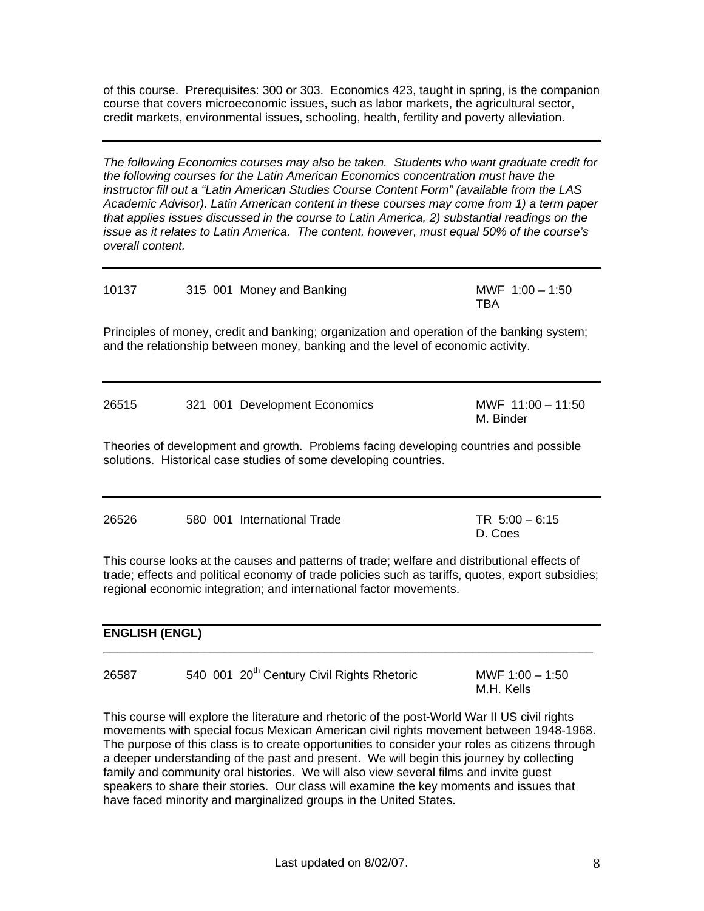of this course. Prerequisites: 300 or 303. Economics 423, taught in spring, is the companion course that covers microeconomic issues, such as labor markets, the agricultural sector, credit markets, environmental issues, schooling, health, fertility and poverty alleviation.

---

*The following Economics courses may also be taken. Students who want graduate credit for the following courses for the Latin American Economics concentration must have the instructor fill out a "Latin American Studies Course Content Form" (available from the LAS Academic Advisor). Latin American content in these courses may come from 1) a term paper that applies issues discussed in the course to Latin America, 2) substantial readings on the issue as it relates to Latin America. The content, however, must equal 50% of the course's overall content.*

---

10137 315 001 Money and Banking — MWF 1:00 – 1:50, TBA

Principles of money, credit and banking; organization and operation of the banking system; and the relationship between money, banking and the level of economic activity.

---

26515 321 001 Development Economics — MWF 11:00 – 11:50, M. Binder

Theories of development and growth. Problems facing developing countries and possible solutions. Historical case studies of some developing countries.

---

26526 580 001 International Trade — TR 5:00 – 6:15, D. Coes

This course looks at the causes and patterns of trade; welfare and distributional effects of trade; effects and political economy of trade policies such as tariffs, quotes, export subsidies; regional economic integration; and international factor movements.

---

## ENGLISH (ENGL)

26587 540 001 20th Century Civil Rights Rhetoric — MWF 1:00 – 1:50, M.H. Kells

This course will explore the literature and rhetoric of the post-World War II US civil rights movements with special focus Mexican American civil rights movement between 1948-1968. The purpose of this class is to create opportunities to consider your roles as citizens through a deeper understanding of the past and present. We will begin this journey by collecting family and community oral histories. We will also view several films and invite guest speakers to share their stories. Our class will examine the key moments and issues that have faced minority and marginalized groups in the United States.

Last updated on 8/02/07.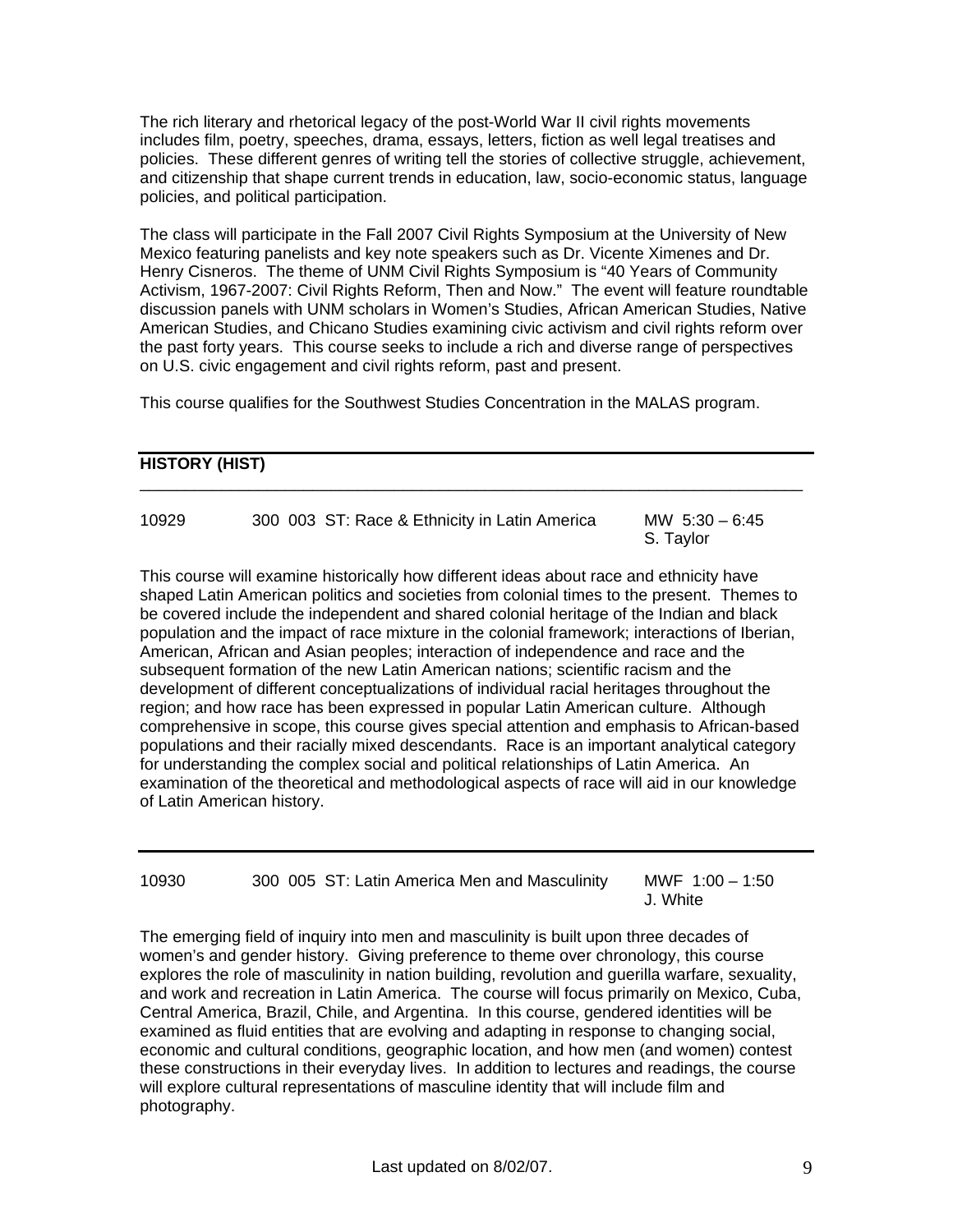The rich literary and rhetorical legacy of the post-World War II civil rights movements includes film, poetry, speeches, drama, essays, letters, fiction as well legal treatises and policies. These different genres of writing tell the stories of collective struggle, achievement, and citizenship that shape current trends in education, law, socio-economic status, language policies, and political participation.

The class will participate in the Fall 2007 Civil Rights Symposium at the University of New Mexico featuring panelists and key note speakers such as Dr. Vicente Ximenes and Dr. Henry Cisneros. The theme of UNM Civil Rights Symposium is "40 Years of Community Activism, 1967-2007: Civil Rights Reform, Then and Now." The event will feature roundtable discussion panels with UNM scholars in Women's Studies, African American Studies, Native American Studies, and Chicano Studies examining civic activism and civil rights reform over the past forty years. This course seeks to include a rich and diverse range of perspectives on U.S. civic engagement and civil rights reform, past and present.

This course qualifies for the Southwest Studies Concentration in the MALAS program.

## HISTORY (HIST)

10929 300 003 ST: Race & Ethnicity in Latin America MW 5:30 – 6:45
S. Taylor

This course will examine historically how different ideas about race and ethnicity have shaped Latin American politics and societies from colonial times to the present. Themes to be covered include the independent and shared colonial heritage of the Indian and black population and the impact of race mixture in the colonial framework; interactions of Iberian, American, African and Asian peoples; interaction of independence and race and the subsequent formation of the new Latin American nations; scientific racism and the development of different conceptualizations of individual racial heritages throughout the region; and how race has been expressed in popular Latin American culture. Although comprehensive in scope, this course gives special attention and emphasis to African-based populations and their racially mixed descendants. Race is an important analytical category for understanding the complex social and political relationships of Latin America. An examination of the theoretical and methodological aspects of race will aid in our knowledge of Latin American history.

---

10930 300 005 ST: Latin America Men and Masculinity MWF 1:00 – 1:50
J. White

The emerging field of inquiry into men and masculinity is built upon three decades of women's and gender history. Giving preference to theme over chronology, this course explores the role of masculinity in nation building, revolution and guerilla warfare, sexuality, and work and recreation in Latin America. The course will focus primarily on Mexico, Cuba, Central America, Brazil, Chile, and Argentina. In this course, gendered identities will be examined as fluid entities that are evolving and adapting in response to changing social, economic and cultural conditions, geographic location, and how men (and women) contest these constructions in their everyday lives. In addition to lectures and readings, the course will explore cultural representations of masculine identity that will include film and photography.

Last updated on 8/02/07.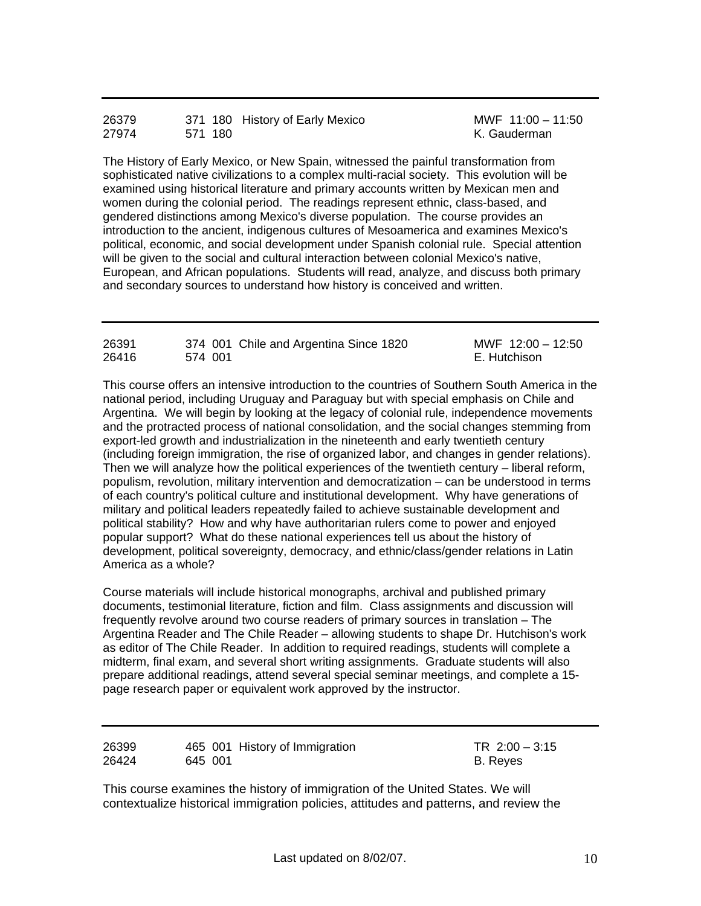---

| | | |
|---|---|---|
| 26379 | 371 180 History of Early Mexico | MWF 11:00 – 11:50 |
| 27974 | 571 180 | K. Gauderman |

The History of Early Mexico, or New Spain, witnessed the painful transformation from sophisticated native civilizations to a complex multi-racial society. This evolution will be examined using historical literature and primary accounts written by Mexican men and women during the colonial period. The readings represent ethnic, class-based, and gendered distinctions among Mexico's diverse population. The course provides an introduction to the ancient, indigenous cultures of Mesoamerica and examines Mexico's political, economic, and social development under Spanish colonial rule. Special attention will be given to the social and cultural interaction between colonial Mexico's native, European, and African populations. Students will read, analyze, and discuss both primary and secondary sources to understand how history is conceived and written.

---

| | | |
|---|---|---|
| 26391 | 374 001 Chile and Argentina Since 1820 | MWF 12:00 – 12:50 |
| 26416 | 574 001 | E. Hutchison |

This course offers an intensive introduction to the countries of Southern South America in the national period, including Uruguay and Paraguay but with special emphasis on Chile and Argentina. We will begin by looking at the legacy of colonial rule, independence movements and the protracted process of national consolidation, and the social changes stemming from export-led growth and industrialization in the nineteenth and early twentieth century (including foreign immigration, the rise of organized labor, and changes in gender relations). Then we will analyze how the political experiences of the twentieth century – liberal reform, populism, revolution, military intervention and democratization – can be understood in terms of each country's political culture and institutional development. Why have generations of military and political leaders repeatedly failed to achieve sustainable development and political stability? How and why have authoritarian rulers come to power and enjoyed popular support? What do these national experiences tell us about the history of development, political sovereignty, democracy, and ethnic/class/gender relations in Latin America as a whole?

Course materials will include historical monographs, archival and published primary documents, testimonial literature, fiction and film. Class assignments and discussion will frequently revolve around two course readers of primary sources in translation – The Argentina Reader and The Chile Reader – allowing students to shape Dr. Hutchison's work as editor of The Chile Reader. In addition to required readings, students will complete a midterm, final exam, and several short writing assignments. Graduate students will also prepare additional readings, attend several special seminar meetings, and complete a 15-page research paper or equivalent work approved by the instructor.

---

| | | |
|---|---|---|
| 26399 | 465 001 History of Immigration | TR 2:00 – 3:15 |
| 26424 | 645 001 | B. Reyes |

This course examines the history of immigration of the United States. We will contextualize historical immigration policies, attitudes and patterns, and review the

Last updated on 8/02/07.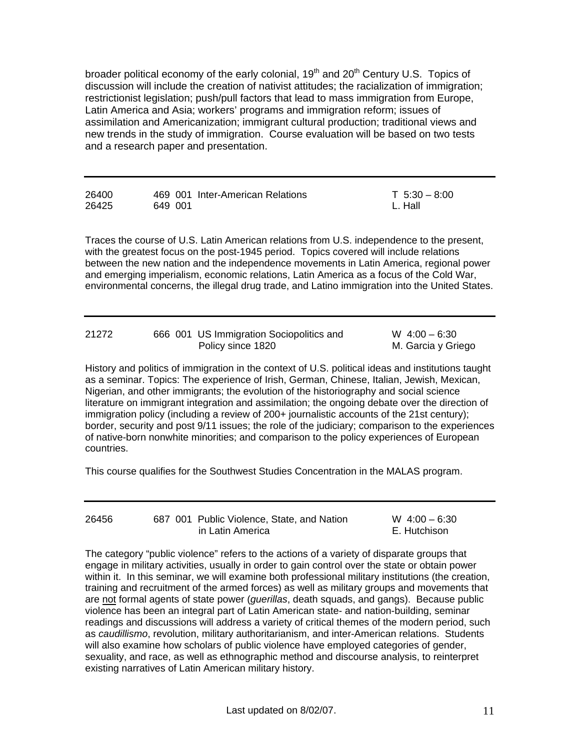broader political economy of the early colonial, 19th and 20th Century U.S. Topics of discussion will include the creation of nativist attitudes; the racialization of immigration; restrictionist legislation; push/pull factors that lead to mass immigration from Europe, Latin America and Asia; workers' programs and immigration reform; issues of assimilation and Americanization; immigrant cultural production; traditional views and new trends in the study of immigration. Course evaluation will be based on two tests and a research paper and presentation.

---

| | | | |
|---|---|---|---|
| 26400 | 469 001 | Inter-American Relations | T 5:30 – 8:00 |
| 26425 | 649 001 | | L. Hall |

Traces the course of U.S. Latin American relations from U.S. independence to the present, with the greatest focus on the post-1945 period. Topics covered will include relations between the new nation and the independence movements in Latin America, regional power and emerging imperialism, economic relations, Latin America as a focus of the Cold War, environmental concerns, the illegal drug trade, and Latino immigration into the United States.

---

| | | | |
|---|---|---|---|
| 21272 | 666 001 | US Immigration Sociopolitics and Policy since 1820 | W 4:00 – 6:30 M. Garcia y Griego |

History and politics of immigration in the context of U.S. political ideas and institutions taught as a seminar. Topics: The experience of Irish, German, Chinese, Italian, Jewish, Mexican, Nigerian, and other immigrants; the evolution of the historiography and social science literature on immigrant integration and assimilation; the ongoing debate over the direction of immigration policy (including a review of 200+ journalistic accounts of the 21st century); border, security and post 9/11 issues; the role of the judiciary; comparison to the experiences of native-born nonwhite minorities; and comparison to the policy experiences of European countries.

This course qualifies for the Southwest Studies Concentration in the MALAS program.

---

| | | | |
|---|---|---|---|
| 26456 | 687 001 | Public Violence, State, and Nation in Latin America | W 4:00 – 6:30 E. Hutchison |

The category "public violence" refers to the actions of a variety of disparate groups that engage in military activities, usually in order to gain control over the state or obtain power within it. In this seminar, we will examine both professional military institutions (the creation, training and recruitment of the armed forces) as well as military groups and movements that are not formal agents of state power (*guerillas*, death squads, and gangs). Because public violence has been an integral part of Latin American state- and nation-building, seminar readings and discussions will address a variety of critical themes of the modern period, such as *caudillismo*, revolution, military authoritarianism, and inter-American relations. Students will also examine how scholars of public violence have employed categories of gender, sexuality, and race, as well as ethnographic method and discourse analysis, to reinterpret existing narratives of Latin American military history.

Last updated on 8/02/07.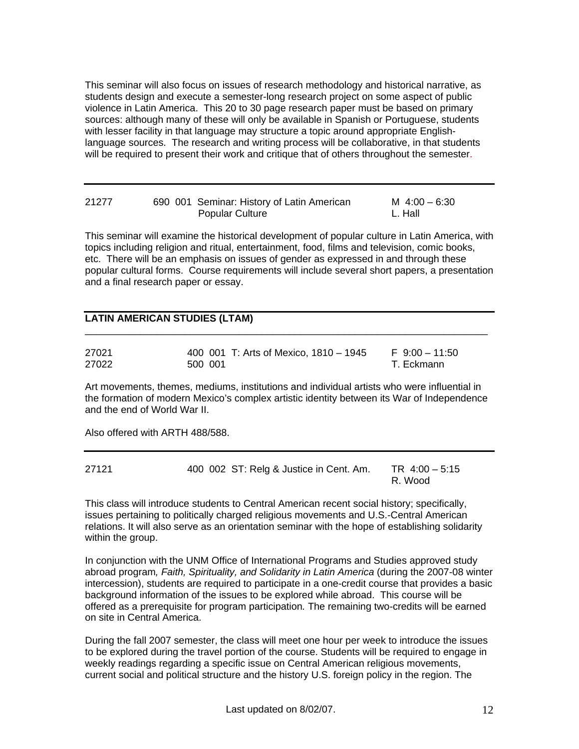This seminar will also focus on issues of research methodology and historical narrative, as students design and execute a semester-long research project on some aspect of public violence in Latin America. This 20 to 30 page research paper must be based on primary sources: although many of these will only be available in Spanish or Portuguese, students with lesser facility in that language may structure a topic around appropriate English-language sources. The research and writing process will be collaborative, in that students will be required to present their work and critique that of others throughout the semester.

---

| | | |
|---|---|---|
| 21277 | 690 001 Seminar: History of Latin American Popular Culture | M 4:00 – 6:30<br>L. Hall |

This seminar will examine the historical development of popular culture in Latin America, with topics including religion and ritual, entertainment, food, films and television, comic books, etc. There will be an emphasis on issues of gender as expressed in and through these popular cultural forms. Course requirements will include several short papers, a presentation and a final research paper or essay.

---

## LATIN AMERICAN STUDIES (LTAM)

---

| | | |
|---|---|---|
| 27021<br>27022 | 400 001 T: Arts of Mexico, 1810 – 1945<br>500 001 | F 9:00 – 11:50<br>T. Eckmann |

Art movements, themes, mediums, institutions and individual artists who were influential in the formation of modern Mexico's complex artistic identity between its War of Independence and the end of World War II.

Also offered with ARTH 488/588.

---

| | | |
|---|---|---|
| 27121 | 400 002 ST: Relg & Justice in Cent. Am. | TR 4:00 – 5:15<br>R. Wood |

This class will introduce students to Central American recent social history; specifically, issues pertaining to politically charged religious movements and U.S.-Central American relations. It will also serve as an orientation seminar with the hope of establishing solidarity within the group.

In conjunction with the UNM Office of International Programs and Studies approved study abroad program*, Faith, Spirituality, and Solidarity in Latin America* (during the 2007-08 winter intercession), students are required to participate in a one-credit course that provides a basic background information of the issues to be explored while abroad. This course will be offered as a prerequisite for program participation*.* The remaining two-credits will be earned on site in Central America.

During the fall 2007 semester, the class will meet one hour per week to introduce the issues to be explored during the travel portion of the course. Students will be required to engage in weekly readings regarding a specific issue on Central American religious movements, current social and political structure and the history U.S. foreign policy in the region. The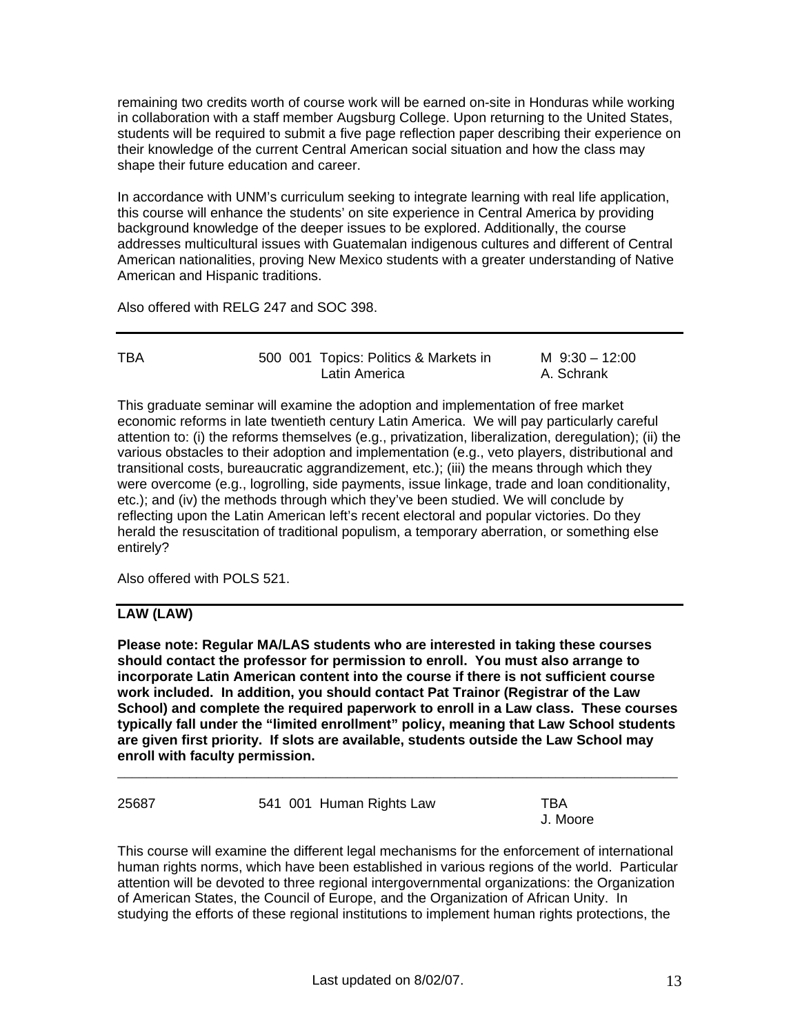remaining two credits worth of course work will be earned on-site in Honduras while working in collaboration with a staff member Augsburg College. Upon returning to the United States, students will be required to submit a five page reflection paper describing their experience on their knowledge of the current Central American social situation and how the class may shape their future education and career.

In accordance with UNM's curriculum seeking to integrate learning with real life application, this course will enhance the students' on site experience in Central America by providing background knowledge of the deeper issues to be explored. Additionally, the course addresses multicultural issues with Guatemalan indigenous cultures and different of Central American nationalities, proving New Mexico students with a greater understanding of Native American and Hispanic traditions.

Also offered with RELG 247 and SOC 398.

---

| | | | |
|---|---|---|---|
| TBA | 500 001 | Topics: Politics & Markets in Latin America | M 9:30 – 12:00<br>A. Schrank |

This graduate seminar will examine the adoption and implementation of free market economic reforms in late twentieth century Latin America. We will pay particularly careful attention to: (i) the reforms themselves (e.g., privatization, liberalization, deregulation); (ii) the various obstacles to their adoption and implementation (e.g., veto players, distributional and transitional costs, bureaucratic aggrandizement, etc.); (iii) the means through which they were overcome (e.g., logrolling, side payments, issue linkage, trade and loan conditionality, etc.); and (iv) the methods through which they've been studied. We will conclude by reflecting upon the Latin American left's recent electoral and popular victories. Do they herald the resuscitation of traditional populism, a temporary aberration, or something else entirely?

Also offered with POLS 521.

---

## LAW (LAW)

**Please note: Regular MA/LAS students who are interested in taking these courses should contact the professor for permission to enroll. You must also arrange to incorporate Latin American content into the course if there is not sufficient course work included. In addition, you should contact Pat Trainor (Registrar of the Law School) and complete the required paperwork to enroll in a Law class. These courses typically fall under the "limited enrollment" policy, meaning that Law School students are given first priority. If slots are available, students outside the Law School may enroll with faculty permission.**

---

| | | | |
|---|---|---|---|
| 25687 | 541 001 | Human Rights Law | TBA<br>J. Moore |

This course will examine the different legal mechanisms for the enforcement of international human rights norms, which have been established in various regions of the world. Particular attention will be devoted to three regional intergovernmental organizations: the Organization of American States, the Council of Europe, and the Organization of African Unity. In studying the efforts of these regional institutions to implement human rights protections, the

Last updated on 8/02/07.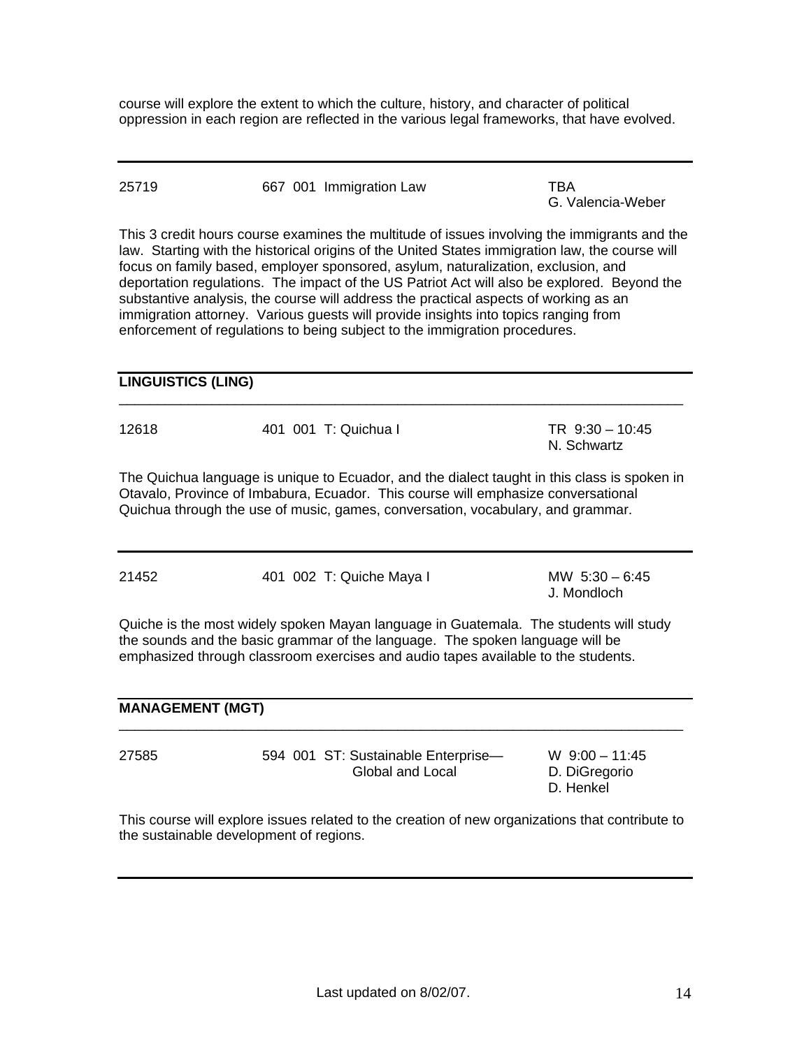course will explore the extent to which the culture, history, and character of political oppression in each region are reflected in the various legal frameworks, that have evolved.

---

| | | |
|---|---|---|
| 25719 | 667 001 Immigration Law | TBA<br>G. Valencia-Weber |

This 3 credit hours course examines the multitude of issues involving the immigrants and the law. Starting with the historical origins of the United States immigration law, the course will focus on family based, employer sponsored, asylum, naturalization, exclusion, and deportation regulations. The impact of the US Patriot Act will also be explored. Beyond the substantive analysis, the course will address the practical aspects of working as an immigration attorney. Various guests will provide insights into topics ranging from enforcement of regulations to being subject to the immigration procedures.

---

## LINGUISTICS (LING)

| | | |
|---|---|---|
| 12618 | 401 001 T: Quichua I | TR 9:30 – 10:45<br>N. Schwartz |

The Quichua language is unique to Ecuador, and the dialect taught in this class is spoken in Otavalo, Province of Imbabura, Ecuador. This course will emphasize conversational Quichua through the use of music, games, conversation, vocabulary, and grammar.

---

| | | |
|---|---|---|
| 21452 | 401 002 T: Quiche Maya I | MW 5:30 – 6:45<br>J. Mondloch |

Quiche is the most widely spoken Mayan language in Guatemala. The students will study the sounds and the basic grammar of the language. The spoken language will be emphasized through classroom exercises and audio tapes available to the students.

---

## MANAGEMENT (MGT)

| | | |
|---|---|---|
| 27585 | 594 001 ST: Sustainable Enterprise—Global and Local | W 9:00 – 11:45<br>D. DiGregorio<br>D. Henkel |

This course will explore issues related to the creation of new organizations that contribute to the sustainable development of regions.

---

Last updated on 8/02/07.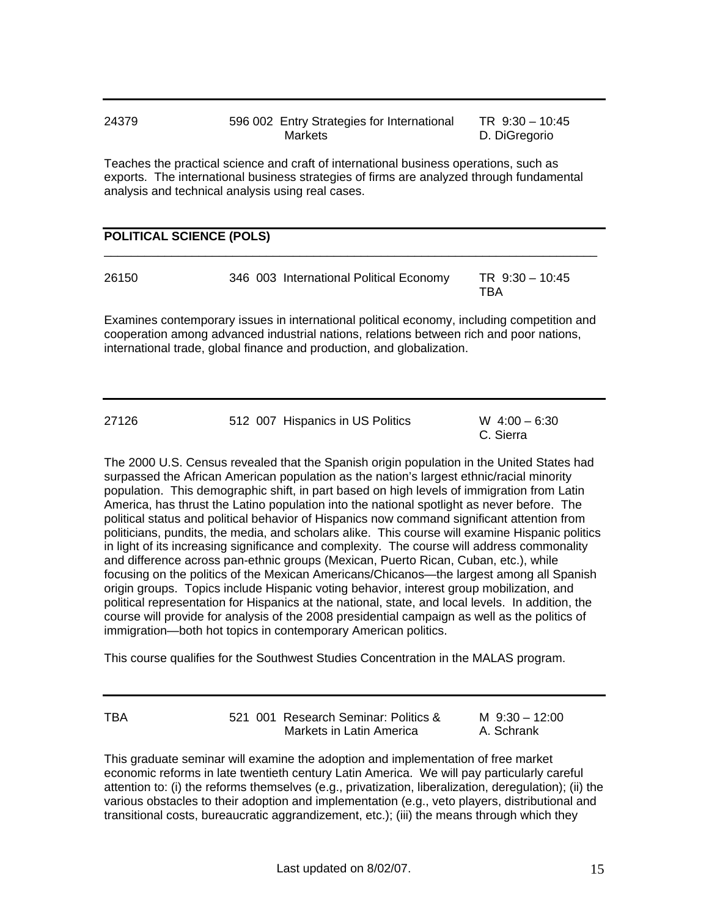| | | |
|---|---|---|
| 24379 | 596 002 Entry Strategies for International Markets | TR 9:30 – 10:45<br>D. DiGregorio |

Teaches the practical science and craft of international business operations, such as exports. The international business strategies of firms are analyzed through fundamental analysis and technical analysis using real cases.

## POLITICAL SCIENCE (POLS)

| | | |
|---|---|---|
| 26150 | 346 003 International Political Economy | TR 9:30 – 10:45<br>TBA |

Examines contemporary issues in international political economy, including competition and cooperation among advanced industrial nations, relations between rich and poor nations, international trade, global finance and production, and globalization.

| | | |
|---|---|---|
| 27126 | 512 007 Hispanics in US Politics | W 4:00 – 6:30<br>C. Sierra |

The 2000 U.S. Census revealed that the Spanish origin population in the United States had surpassed the African American population as the nation's largest ethnic/racial minority population. This demographic shift, in part based on high levels of immigration from Latin America, has thrust the Latino population into the national spotlight as never before. The political status and political behavior of Hispanics now command significant attention from politicians, pundits, the media, and scholars alike. This course will examine Hispanic politics in light of its increasing significance and complexity. The course will address commonality and difference across pan-ethnic groups (Mexican, Puerto Rican, Cuban, etc.), while focusing on the politics of the Mexican Americans/Chicanos—the largest among all Spanish origin groups. Topics include Hispanic voting behavior, interest group mobilization, and political representation for Hispanics at the national, state, and local levels. In addition, the course will provide for analysis of the 2008 presidential campaign as well as the politics of immigration—both hot topics in contemporary American politics.

This course qualifies for the Southwest Studies Concentration in the MALAS program.

| | | |
|---|---|---|
| TBA | 521 001 Research Seminar: Politics & Markets in Latin America | M 9:30 – 12:00<br>A. Schrank |

This graduate seminar will examine the adoption and implementation of free market economic reforms in late twentieth century Latin America. We will pay particularly careful attention to: (i) the reforms themselves (e.g., privatization, liberalization, deregulation); (ii) the various obstacles to their adoption and implementation (e.g., veto players, distributional and transitional costs, bureaucratic aggrandizement, etc.); (iii) the means through which they

Last updated on 8/02/07.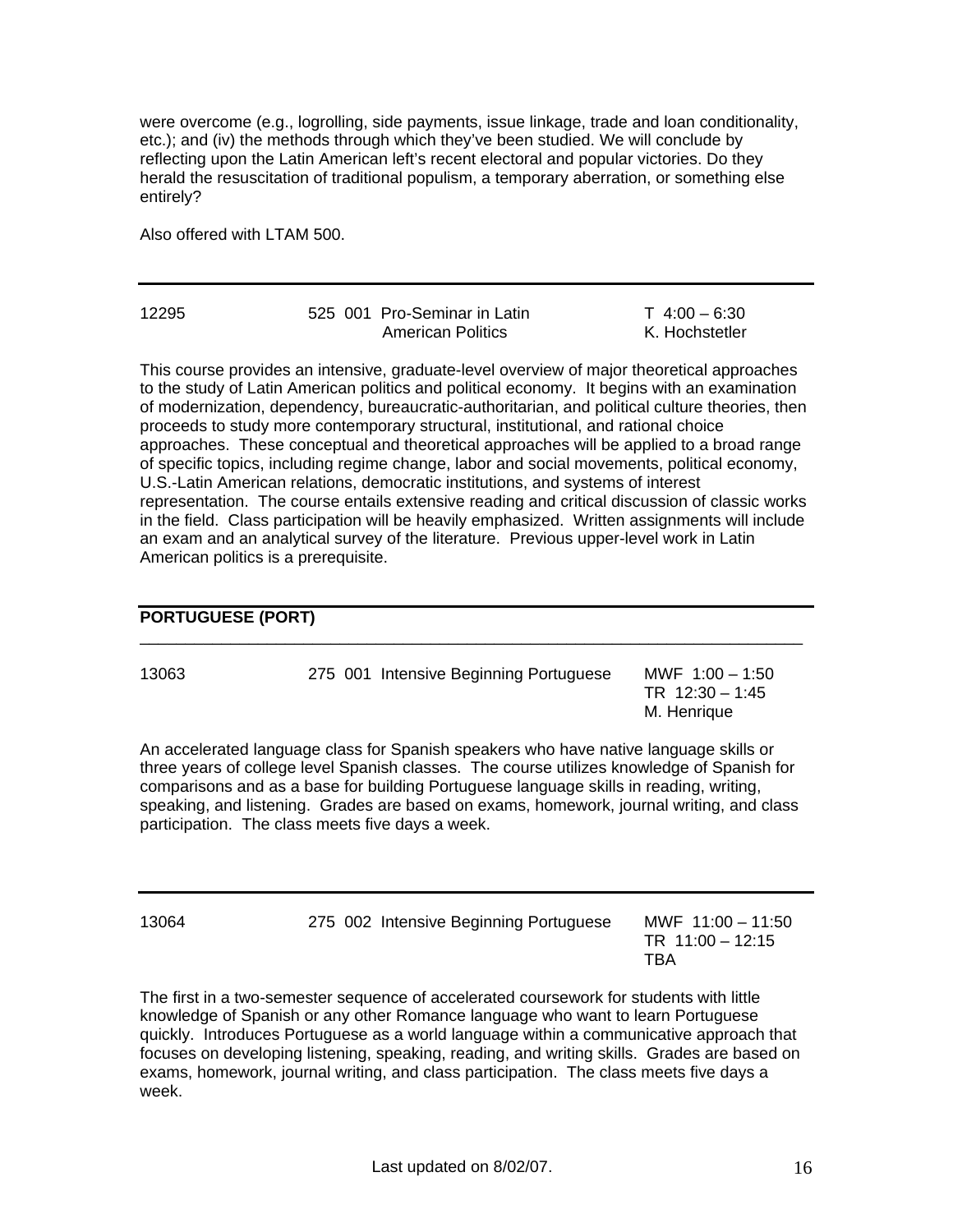were overcome (e.g., logrolling, side payments, issue linkage, trade and loan conditionality, etc.); and (iv) the methods through which they've been studied. We will conclude by reflecting upon the Latin American left's recent electoral and popular victories. Do they herald the resuscitation of traditional populism, a temporary aberration, or something else entirely?

Also offered with LTAM 500.

---

| | | |
|---|---|---|
| 12295 | 525 001 Pro-Seminar in Latin American Politics | T 4:00 – 6:30<br>K. Hochstetler |

This course provides an intensive, graduate-level overview of major theoretical approaches to the study of Latin American politics and political economy. It begins with an examination of modernization, dependency, bureaucratic-authoritarian, and political culture theories, then proceeds to study more contemporary structural, institutional, and rational choice approaches. These conceptual and theoretical approaches will be applied to a broad range of specific topics, including regime change, labor and social movements, political economy, U.S.-Latin American relations, democratic institutions, and systems of interest representation. The course entails extensive reading and critical discussion of classic works in the field. Class participation will be heavily emphasized. Written assignments will include an exam and an analytical survey of the literature. Previous upper-level work in Latin American politics is a prerequisite.

---

## PORTUGUESE (PORT)

---

| | | |
|---|---|---|
| 13063 | 275 001 Intensive Beginning Portuguese | MWF 1:00 – 1:50<br>TR 12:30 – 1:45<br>M. Henrique |

An accelerated language class for Spanish speakers who have native language skills or three years of college level Spanish classes. The course utilizes knowledge of Spanish for comparisons and as a base for building Portuguese language skills in reading, writing, speaking, and listening. Grades are based on exams, homework, journal writing, and class participation. The class meets five days a week.

---

| | | |
|---|---|---|
| 13064 | 275 002 Intensive Beginning Portuguese | MWF 11:00 – 11:50<br>TR 11:00 – 12:15<br>TBA |

The first in a two-semester sequence of accelerated coursework for students with little knowledge of Spanish or any other Romance language who want to learn Portuguese quickly. Introduces Portuguese as a world language within a communicative approach that focuses on developing listening, speaking, reading, and writing skills. Grades are based on exams, homework, journal writing, and class participation. The class meets five days a week.

Last updated on 8/02/07.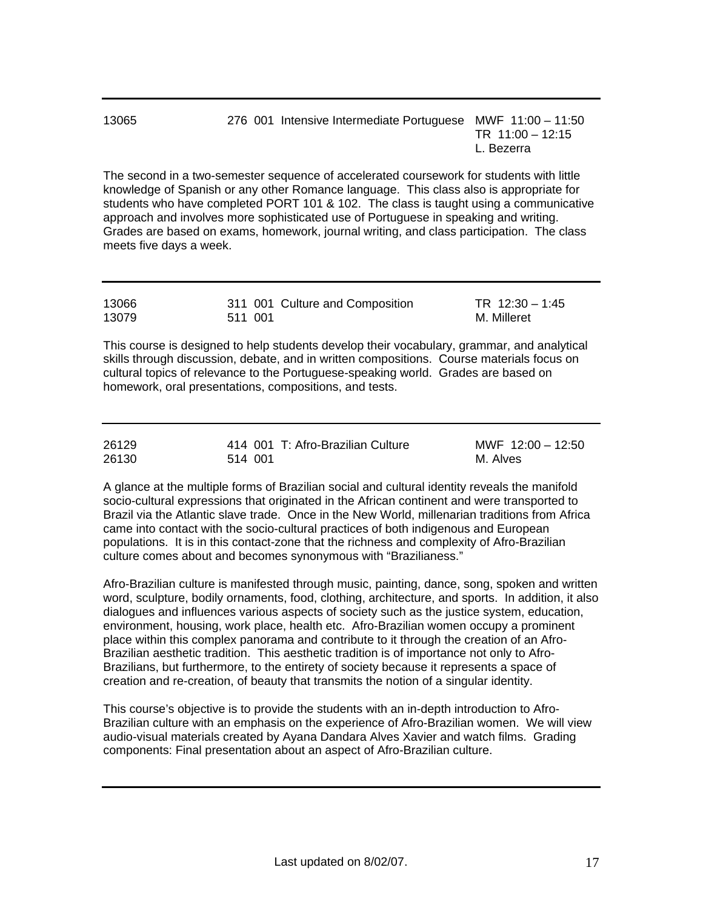---

| | | |
|---|---|---|
| 13065 | 276 001 Intensive Intermediate Portuguese | MWF 11:00 – 11:50<br>TR 11:00 – 12:15<br>L. Bezerra |

The second in a two-semester sequence of accelerated coursework for students with little knowledge of Spanish or any other Romance language. This class also is appropriate for students who have completed PORT 101 & 102. The class is taught using a communicative approach and involves more sophisticated use of Portuguese in speaking and writing. Grades are based on exams, homework, journal writing, and class participation. The class meets five days a week.

---

| | | |
|---|---|---|
| 13066<br>13079 | 311 001 Culture and Composition<br>511 001 | TR 12:30 – 1:45<br>M. Milleret |

This course is designed to help students develop their vocabulary, grammar, and analytical skills through discussion, debate, and in written compositions. Course materials focus on cultural topics of relevance to the Portuguese-speaking world. Grades are based on homework, oral presentations, compositions, and tests.

---

| | | |
|---|---|---|
| 26129<br>26130 | 414 001 T: Afro-Brazilian Culture<br>514 001 | MWF 12:00 – 12:50<br>M. Alves |

A glance at the multiple forms of Brazilian social and cultural identity reveals the manifold socio-cultural expressions that originated in the African continent and were transported to Brazil via the Atlantic slave trade. Once in the New World, millenarian traditions from Africa came into contact with the socio-cultural practices of both indigenous and European populations. It is in this contact-zone that the richness and complexity of Afro-Brazilian culture comes about and becomes synonymous with "Brazilianess."

Afro-Brazilian culture is manifested through music, painting, dance, song, spoken and written word, sculpture, bodily ornaments, food, clothing, architecture, and sports. In addition, it also dialogues and influences various aspects of society such as the justice system, education, environment, housing, work place, health etc. Afro-Brazilian women occupy a prominent place within this complex panorama and contribute to it through the creation of an Afro-Brazilian aesthetic tradition. This aesthetic tradition is of importance not only to Afro-Brazilians, but furthermore, to the entirety of society because it represents a space of creation and re-creation, of beauty that transmits the notion of a singular identity.

This course's objective is to provide the students with an in-depth introduction to Afro-Brazilian culture with an emphasis on the experience of Afro-Brazilian women. We will view audio-visual materials created by Ayana Dandara Alves Xavier and watch films. Grading components: Final presentation about an aspect of Afro-Brazilian culture.

---

Last updated on 8/02/07.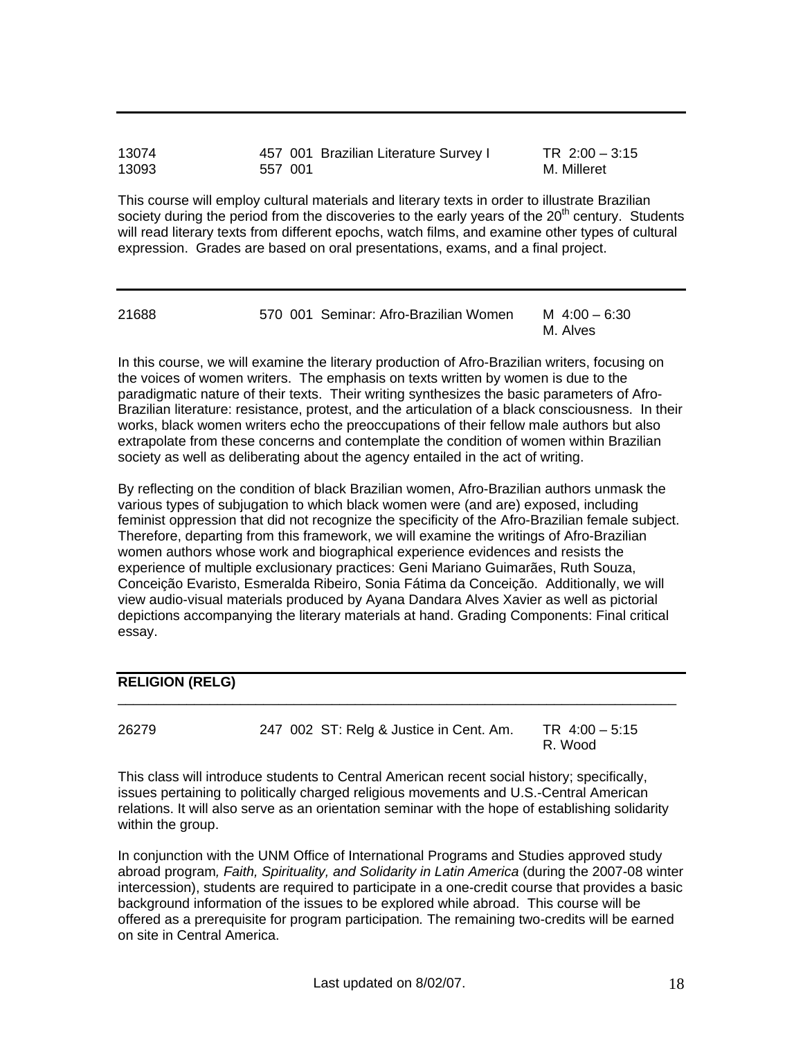| | | | |
|---|---|---|---|
| 13074 | 457 001 | Brazilian Literature Survey I | TR 2:00 – 3:15 |
| 13093 | 557 001 | | M. Milleret |

This course will employ cultural materials and literary texts in order to illustrate Brazilian society during the period from the discoveries to the early years of the 20th century. Students will read literary texts from different epochs, watch films, and examine other types of cultural expression. Grades are based on oral presentations, exams, and a final project.

| | | | |
|---|---|---|---|
| 21688 | 570 001 | Seminar: Afro-Brazilian Women | M 4:00 – 6:30<br>M. Alves |

In this course, we will examine the literary production of Afro-Brazilian writers, focusing on the voices of women writers. The emphasis on texts written by women is due to the paradigmatic nature of their texts. Their writing synthesizes the basic parameters of Afro-Brazilian literature: resistance, protest, and the articulation of a black consciousness. In their works, black women writers echo the preoccupations of their fellow male authors but also extrapolate from these concerns and contemplate the condition of women within Brazilian society as well as deliberating about the agency entailed in the act of writing.

By reflecting on the condition of black Brazilian women, Afro-Brazilian authors unmask the various types of subjugation to which black women were (and are) exposed, including feminist oppression that did not recognize the specificity of the Afro-Brazilian female subject. Therefore, departing from this framework, we will examine the writings of Afro-Brazilian women authors whose work and biographical experience evidences and resists the experience of multiple exclusionary practices: Geni Mariano Guimarães, Ruth Souza, Conceição Evaristo, Esmeralda Ribeiro, Sonia Fátima da Conceição. Additionally, we will view audio-visual materials produced by Ayana Dandara Alves Xavier as well as pictorial depictions accompanying the literary materials at hand. Grading Components: Final critical essay.

## RELIGION (RELG)

| | | | |
|---|---|---|---|
| 26279 | 247 002 | ST: Relg & Justice in Cent. Am. | TR 4:00 – 5:15<br>R. Wood |

This class will introduce students to Central American recent social history; specifically, issues pertaining to politically charged religious movements and U.S.-Central American relations. It will also serve as an orientation seminar with the hope of establishing solidarity within the group.

In conjunction with the UNM Office of International Programs and Studies approved study abroad program*, Faith, Spirituality, and Solidarity in Latin America* (during the 2007-08 winter intercession), students are required to participate in a one-credit course that provides a basic background information of the issues to be explored while abroad. This course will be offered as a prerequisite for program participation. The remaining two-credits will be earned on site in Central America.

Last updated on 8/02/07.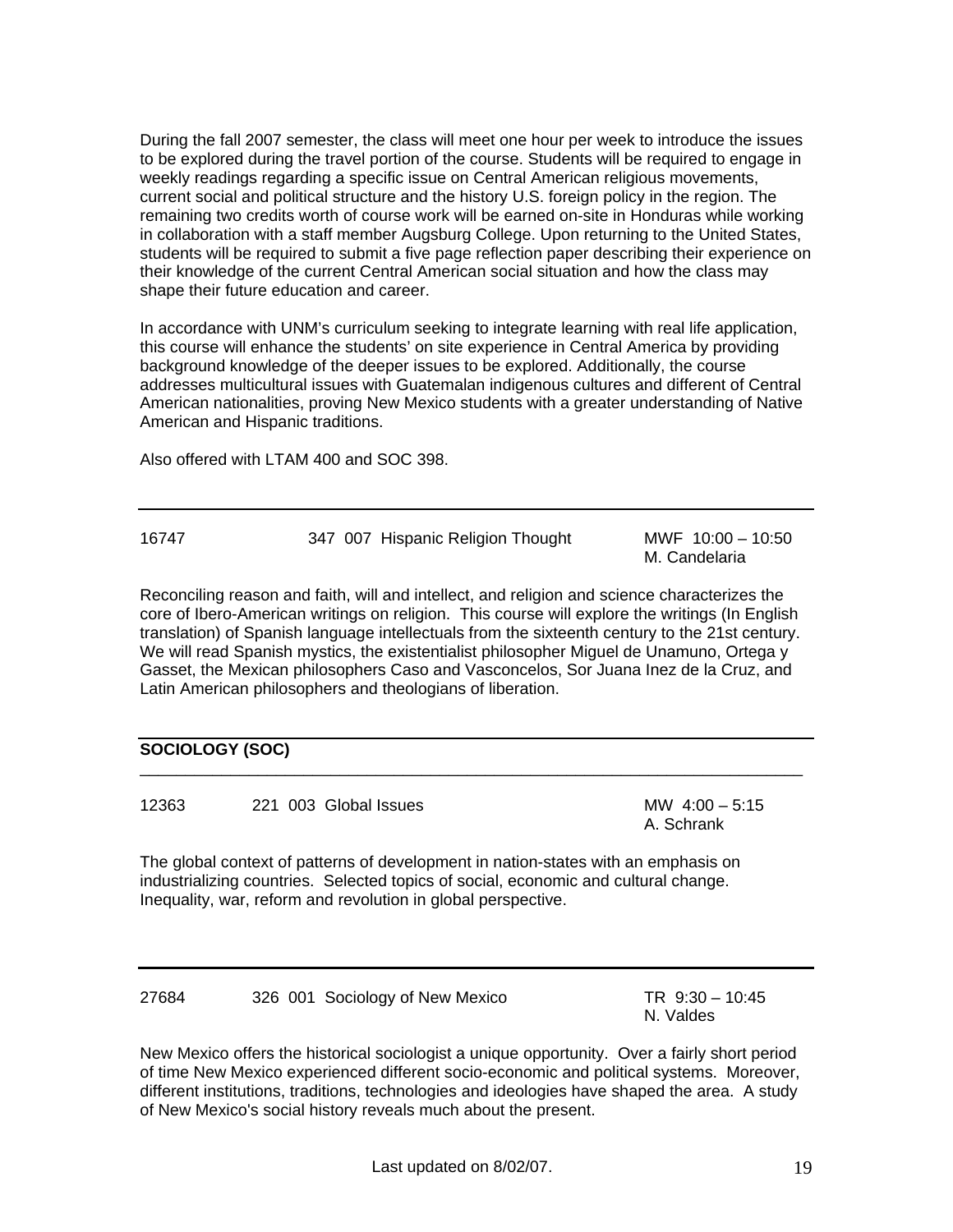During the fall 2007 semester, the class will meet one hour per week to introduce the issues to be explored during the travel portion of the course. Students will be required to engage in weekly readings regarding a specific issue on Central American religious movements, current social and political structure and the history U.S. foreign policy in the region. The remaining two credits worth of course work will be earned on-site in Honduras while working in collaboration with a staff member Augsburg College. Upon returning to the United States, students will be required to submit a five page reflection paper describing their experience on their knowledge of the current Central American social situation and how the class may shape their future education and career.

In accordance with UNM's curriculum seeking to integrate learning with real life application, this course will enhance the students' on site experience in Central America by providing background knowledge of the deeper issues to be explored. Additionally, the course addresses multicultural issues with Guatemalan indigenous cultures and different of Central American nationalities, proving New Mexico students with a greater understanding of Native American and Hispanic traditions.

Also offered with LTAM 400 and SOC 398.

---

16747 347 007 Hispanic Religion Thought — MWF 10:00 – 10:50, M. Candelaria

Reconciling reason and faith, will and intellect, and religion and science characterizes the core of Ibero-American writings on religion. This course will explore the writings (In English translation) of Spanish language intellectuals from the sixteenth century to the 21st century. We will read Spanish mystics, the existentialist philosopher Miguel de Unamuno, Ortega y Gasset, the Mexican philosophers Caso and Vasconcelos, Sor Juana Inez de la Cruz, and Latin American philosophers and theologians of liberation.

---

## SOCIOLOGY (SOC)

12363 221 003 Global Issues — MW 4:00 – 5:15, A. Schrank

The global context of patterns of development in nation-states with an emphasis on industrializing countries. Selected topics of social, economic and cultural change. Inequality, war, reform and revolution in global perspective.

---

27684 326 001 Sociology of New Mexico — TR 9:30 – 10:45, N. Valdes

New Mexico offers the historical sociologist a unique opportunity. Over a fairly short period of time New Mexico experienced different socio-economic and political systems. Moreover, different institutions, traditions, technologies and ideologies have shaped the area. A study of New Mexico's social history reveals much about the present.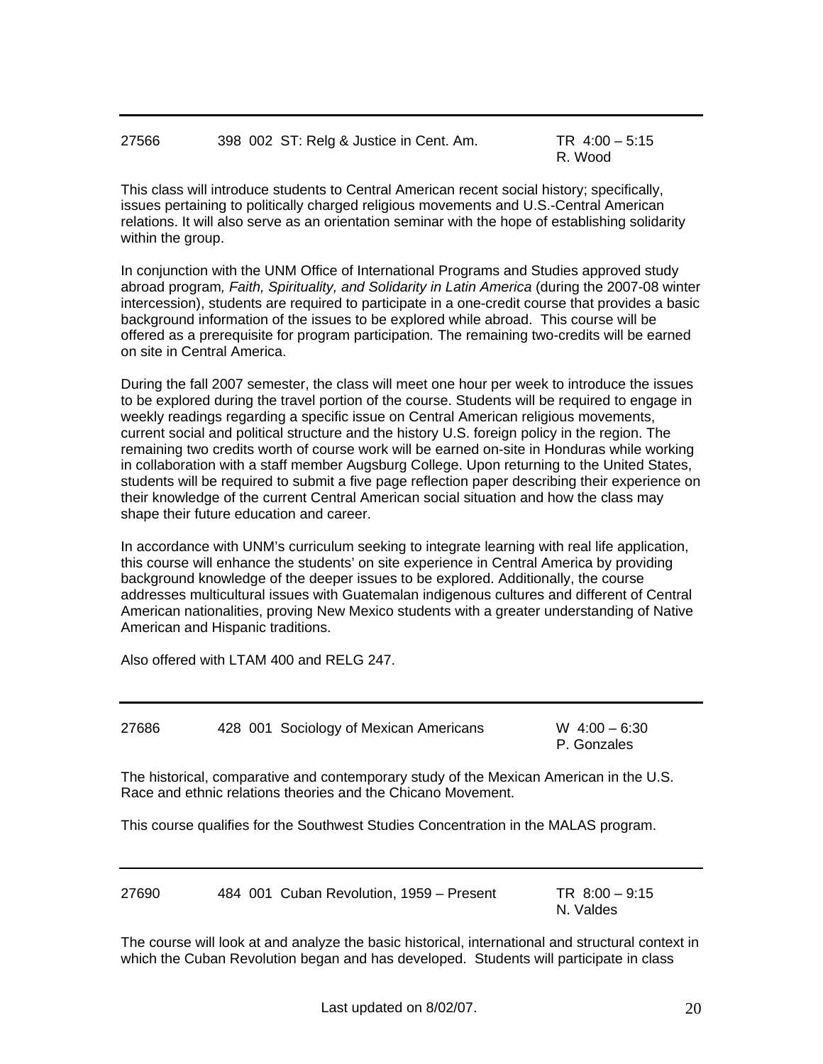---

27566 398 002 ST: Relg & Justice in Cent. Am. TR 4:00 – 5:15
R. Wood

This class will introduce students to Central American recent social history; specifically, issues pertaining to politically charged religious movements and U.S.-Central American relations. It will also serve as an orientation seminar with the hope of establishing solidarity within the group.

In conjunction with the UNM Office of International Programs and Studies approved study abroad program*, Faith, Spirituality, and Solidarity in Latin America* (during the 2007-08 winter intercession), students are required to participate in a one-credit course that provides a basic background information of the issues to be explored while abroad. This course will be offered as a prerequisite for program participation*.* The remaining two-credits will be earned on site in Central America.

During the fall 2007 semester, the class will meet one hour per week to introduce the issues to be explored during the travel portion of the course. Students will be required to engage in weekly readings regarding a specific issue on Central American religious movements, current social and political structure and the history U.S. foreign policy in the region. The remaining two credits worth of course work will be earned on-site in Honduras while working in collaboration with a staff member Augsburg College. Upon returning to the United States, students will be required to submit a five page reflection paper describing their experience on their knowledge of the current Central American social situation and how the class may shape their future education and career.

In accordance with UNM's curriculum seeking to integrate learning with real life application, this course will enhance the students' on site experience in Central America by providing background knowledge of the deeper issues to be explored. Additionally, the course addresses multicultural issues with Guatemalan indigenous cultures and different of Central American nationalities, proving New Mexico students with a greater understanding of Native American and Hispanic traditions.

Also offered with LTAM 400 and RELG 247.

---

27686 428 001 Sociology of Mexican Americans W 4:00 – 6:30
P. Gonzales

The historical, comparative and contemporary study of the Mexican American in the U.S. Race and ethnic relations theories and the Chicano Movement.

This course qualifies for the Southwest Studies Concentration in the MALAS program.

---

27690 484 001 Cuban Revolution, 1959 – Present TR 8:00 – 9:15
N. Valdes

The course will look at and analyze the basic historical, international and structural context in which the Cuban Revolution began and has developed. Students will participate in class

Last updated on 8/02/07.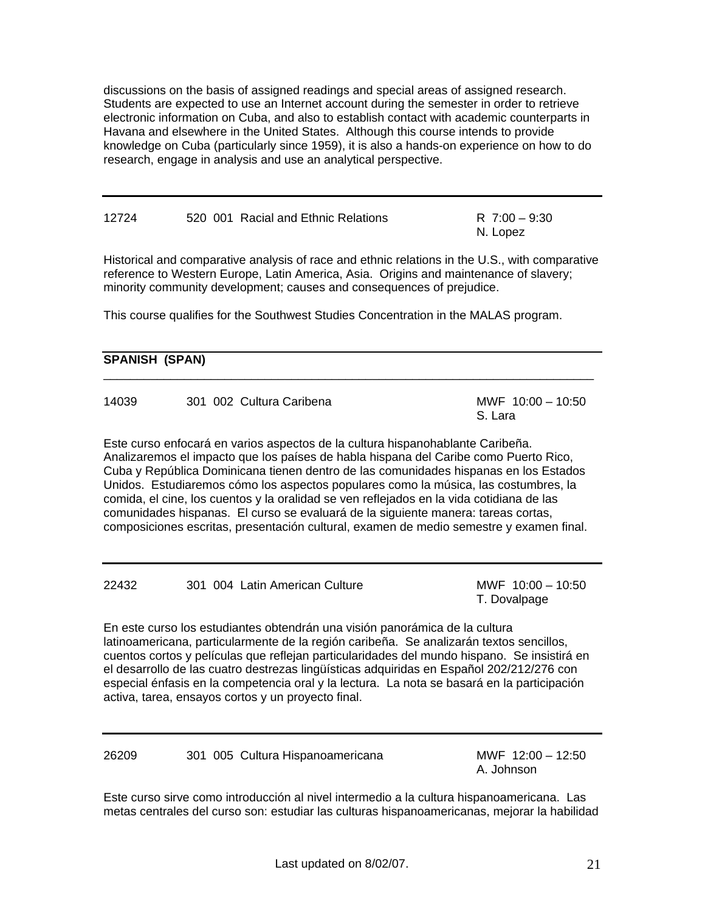discussions on the basis of assigned readings and special areas of assigned research. Students are expected to use an Internet account during the semester in order to retrieve electronic information on Cuba, and also to establish contact with academic counterparts in Havana and elsewhere in the United States. Although this course intends to provide knowledge on Cuba (particularly since 1959), it is also a hands-on experience on how to do research, engage in analysis and use an analytical perspective.

---

12724 520 001 Racial and Ethnic Relations R 7:00 – 9:30
N. Lopez

Historical and comparative analysis of race and ethnic relations in the U.S., with comparative reference to Western Europe, Latin America, Asia. Origins and maintenance of slavery; minority community development; causes and consequences of prejudice.

This course qualifies for the Southwest Studies Concentration in the MALAS program.

---

**SPANISH (SPAN)**

---

14039 301 002 Cultura Caribena MWF 10:00 – 10:50
S. Lara

Este curso enfocará en varios aspectos de la cultura hispanohablante Caribeña. Analizaremos el impacto que los países de habla hispana del Caribe como Puerto Rico, Cuba y República Dominicana tienen dentro de las comunidades hispanas en los Estados Unidos. Estudiaremos cómo los aspectos populares como la música, las costumbres, la comida, el cine, los cuentos y la oralidad se ven reflejados en la vida cotidiana de las comunidades hispanas. El curso se evaluará de la siguiente manera: tareas cortas, composiciones escritas, presentación cultural, examen de medio semestre y examen final.

---

22432 301 004 Latin American Culture MWF 10:00 – 10:50
T. Dovalpage

En este curso los estudiantes obtendrán una visión panorámica de la cultura latinoamericana, particularmente de la región caribeña. Se analizarán textos sencillos, cuentos cortos y películas que reflejan particularidades del mundo hispano. Se insistirá en el desarrollo de las cuatro destrezas lingüísticas adquiridas en Español 202/212/276 con especial énfasis en la competencia oral y la lectura. La nota se basará en la participación activa, tarea, ensayos cortos y un proyecto final.

---

26209 301 005 Cultura Hispanoamericana MWF 12:00 – 12:50
A. Johnson

Este curso sirve como introducción al nivel intermedio a la cultura hispanoamericana. Las metas centrales del curso son: estudiar las culturas hispanoamericanas, mejorar la habilidad

Last updated on 8/02/07.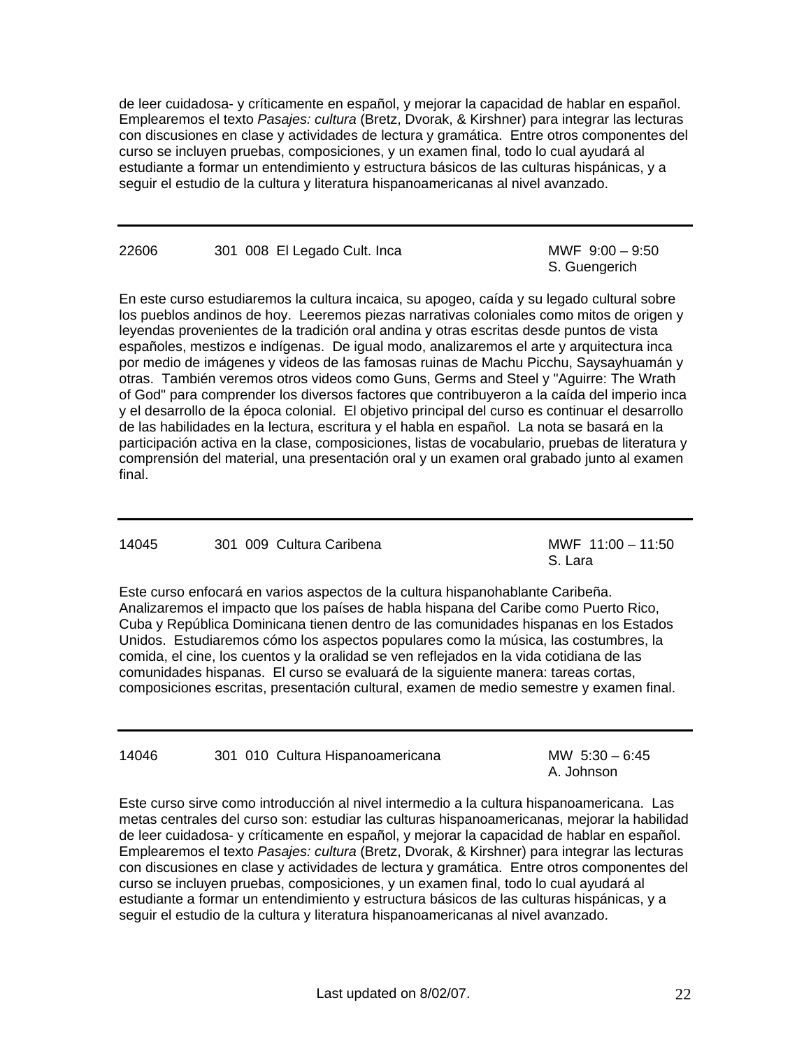de leer cuidadosa- y críticamente en español, y mejorar la capacidad de hablar en español. Emplearemos el texto *Pasajes: cultura* (Bretz, Dvorak, & Kirshner) para integrar las lecturas con discusiones en clase y actividades de lectura y gramática. Entre otros componentes del curso se incluyen pruebas, composiciones, y un examen final, todo lo cual ayudará al estudiante a formar un entendimiento y estructura básicos de las culturas hispánicas, y a seguir el estudio de la cultura y literatura hispanoamericanas al nivel avanzado.

---

| 22606 | 301 008 El Legado Cult. Inca | MWF 9:00 – 9:50<br>S. Guengerich |
|---|---|---|

En este curso estudiaremos la cultura incaica, su apogeo, caída y su legado cultural sobre los pueblos andinos de hoy. Leeremos piezas narrativas coloniales como mitos de origen y leyendas provenientes de la tradición oral andina y otras escritas desde puntos de vista españoles, mestizos e indígenas. De igual modo, analizaremos el arte y arquitectura inca por medio de imágenes y videos de las famosas ruinas de Machu Picchu, Saysayhuamán y otras. También veremos otros videos como Guns, Germs and Steel y "Aguirre: The Wrath of God" para comprender los diversos factores que contribuyeron a la caída del imperio inca y el desarrollo de la época colonial. El objetivo principal del curso es continuar el desarrollo de las habilidades en la lectura, escritura y el habla en español. La nota se basará en la participación activa en la clase, composiciones, listas de vocabulario, pruebas de literatura y comprensión del material, una presentación oral y un examen oral grabado junto al examen final.

---

| 14045 | 301 009 Cultura Caribena | MWF 11:00 – 11:50<br>S. Lara |
|---|---|---|

Este curso enfocará en varios aspectos de la cultura hispanohablante Caribeña. Analizaremos el impacto que los países de habla hispana del Caribe como Puerto Rico, Cuba y República Dominicana tienen dentro de las comunidades hispanas en los Estados Unidos. Estudiaremos cómo los aspectos populares como la música, las costumbres, la comida, el cine, los cuentos y la oralidad se ven reflejados en la vida cotidiana de las comunidades hispanas. El curso se evaluará de la siguiente manera: tareas cortas, composiciones escritas, presentación cultural, examen de medio semestre y examen final.

---

| 14046 | 301 010 Cultura Hispanoamericana | MW 5:30 – 6:45<br>A. Johnson |
|---|---|---|

Este curso sirve como introducción al nivel intermedio a la cultura hispanoamericana. Las metas centrales del curso son: estudiar las culturas hispanoamericanas, mejorar la habilidad de leer cuidadosa- y críticamente en español, y mejorar la capacidad de hablar en español. Emplearemos el texto *Pasajes: cultura* (Bretz, Dvorak, & Kirshner) para integrar las lecturas con discusiones en clase y actividades de lectura y gramática. Entre otros componentes del curso se incluyen pruebas, composiciones, y un examen final, todo lo cual ayudará al estudiante a formar un entendimiento y estructura básicos de las culturas hispánicas, y a seguir el estudio de la cultura y literatura hispanoamericanas al nivel avanzado.

Last updated on 8/02/07.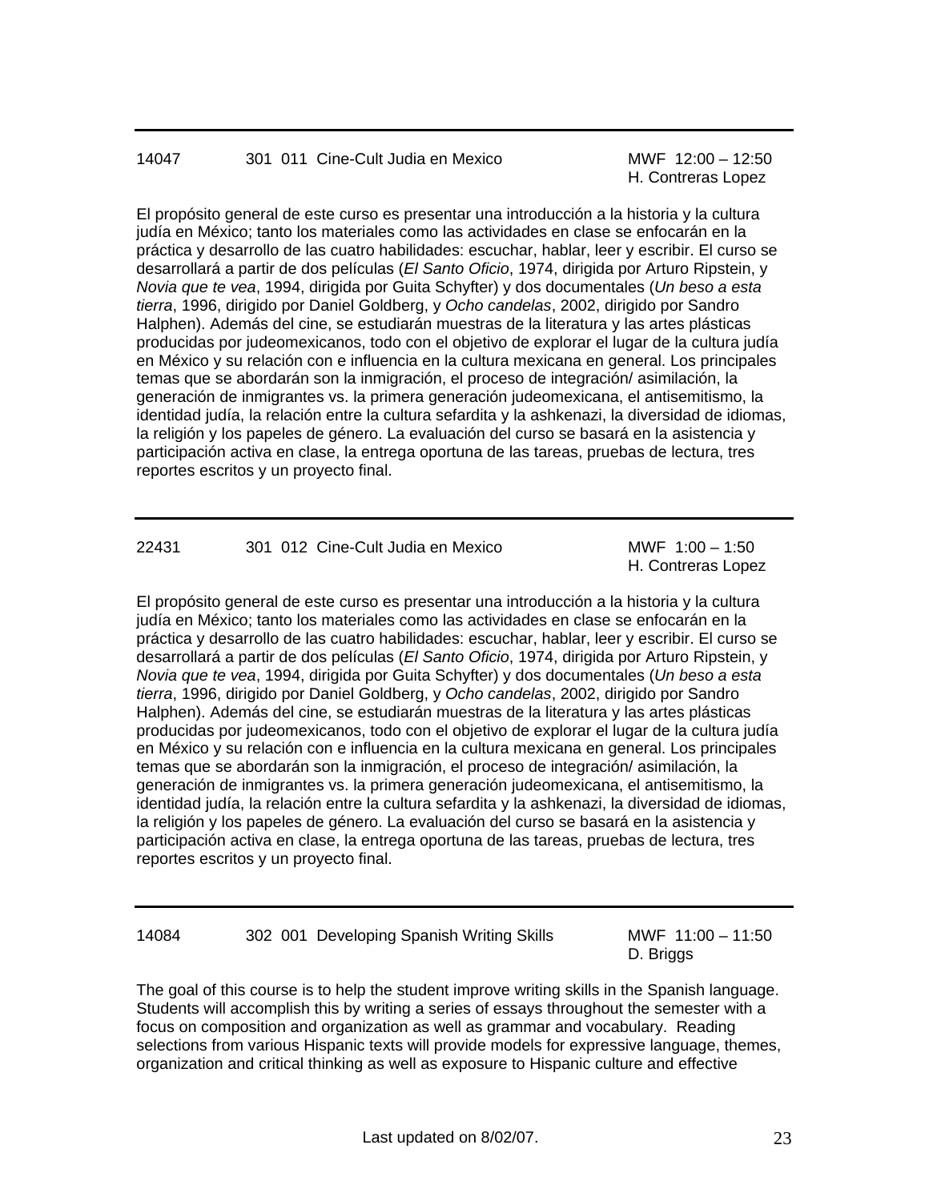---

14047 301 011 Cine-Cult Judia en Mexico MWF 12:00 – 12:50
H. Contreras Lopez

El propósito general de este curso es presentar una introducción a la historia y la cultura judía en México; tanto los materiales como las actividades en clase se enfocarán en la práctica y desarrollo de las cuatro habilidades: escuchar, hablar, leer y escribir. El curso se desarrollará a partir de dos películas (*El Santo Oficio*, 1974, dirigida por Arturo Ripstein, y *Novia que te vea*, 1994, dirigida por Guita Schyfter) y dos documentales (*Un beso a esta tierra*, 1996, dirigido por Daniel Goldberg, y *Ocho candelas*, 2002, dirigido por Sandro Halphen). Además del cine, se estudiarán muestras de la literatura y las artes plásticas producidas por judeomexicanos, todo con el objetivo de explorar el lugar de la cultura judía en México y su relación con e influencia en la cultura mexicana en general. Los principales temas que se abordarán son la inmigración, el proceso de integración/ asimilación, la generación de inmigrantes vs. la primera generación judeomexicana, el antisemitismo, la identidad judía, la relación entre la cultura sefardita y la ashkenazi, la diversidad de idiomas, la religión y los papeles de género. La evaluación del curso se basará en la asistencia y participación activa en clase, la entrega oportuna de las tareas, pruebas de lectura, tres reportes escritos y un proyecto final.

---

22431 301 012 Cine-Cult Judia en Mexico MWF 1:00 – 1:50
H. Contreras Lopez

El propósito general de este curso es presentar una introducción a la historia y la cultura judía en México; tanto los materiales como las actividades en clase se enfocarán en la práctica y desarrollo de las cuatro habilidades: escuchar, hablar, leer y escribir. El curso se desarrollará a partir de dos películas (*El Santo Oficio*, 1974, dirigida por Arturo Ripstein, y *Novia que te vea*, 1994, dirigida por Guita Schyfter) y dos documentales (*Un beso a esta tierra*, 1996, dirigido por Daniel Goldberg, y *Ocho candelas*, 2002, dirigido por Sandro Halphen). Además del cine, se estudiarán muestras de la literatura y las artes plásticas producidas por judeomexicanos, todo con el objetivo de explorar el lugar de la cultura judía en México y su relación con e influencia en la cultura mexicana en general. Los principales temas que se abordarán son la inmigración, el proceso de integración/ asimilación, la generación de inmigrantes vs. la primera generación judeomexicana, el antisemitismo, la identidad judía, la relación entre la cultura sefardita y la ashkenazi, la diversidad de idiomas, la religión y los papeles de género. La evaluación del curso se basará en la asistencia y participación activa en clase, la entrega oportuna de las tareas, pruebas de lectura, tres reportes escritos y un proyecto final.

---

14084 302 001 Developing Spanish Writing Skills MWF 11:00 – 11:50
D. Briggs

The goal of this course is to help the student improve writing skills in the Spanish language. Students will accomplish this by writing a series of essays throughout the semester with a focus on composition and organization as well as grammar and vocabulary. Reading selections from various Hispanic texts will provide models for expressive language, themes, organization and critical thinking as well as exposure to Hispanic culture and effective

Last updated on 8/02/07.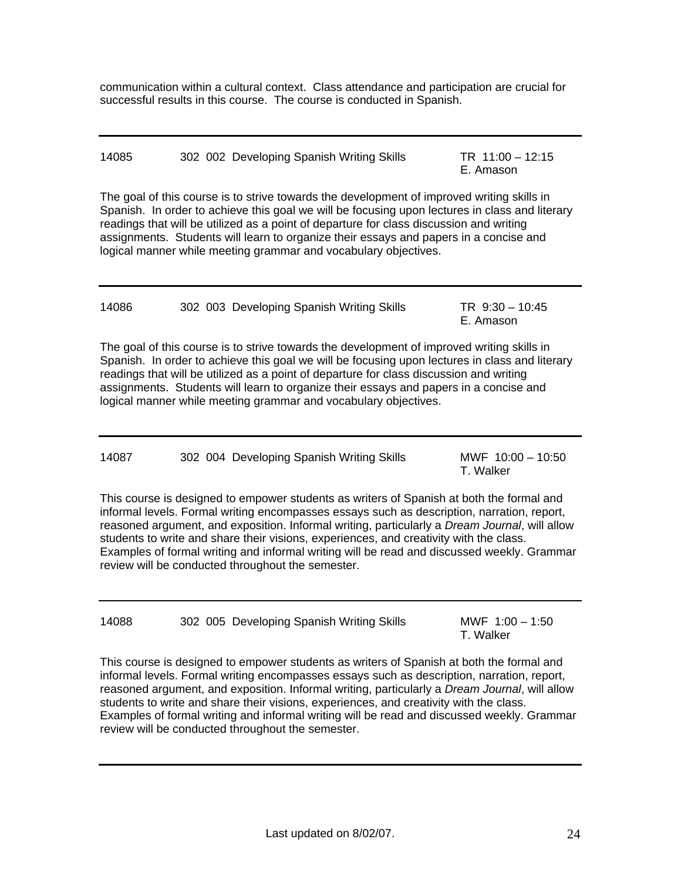communication within a cultural context. Class attendance and participation are crucial for successful results in this course. The course is conducted in Spanish.

---

14085 302 002 Developing Spanish Writing Skills TR 11:00 – 12:15
E. Amason

The goal of this course is to strive towards the development of improved writing skills in Spanish. In order to achieve this goal we will be focusing upon lectures in class and literary readings that will be utilized as a point of departure for class discussion and writing assignments. Students will learn to organize their essays and papers in a concise and logical manner while meeting grammar and vocabulary objectives.

---

14086 302 003 Developing Spanish Writing Skills TR 9:30 – 10:45
E. Amason

The goal of this course is to strive towards the development of improved writing skills in Spanish. In order to achieve this goal we will be focusing upon lectures in class and literary readings that will be utilized as a point of departure for class discussion and writing assignments. Students will learn to organize their essays and papers in a concise and logical manner while meeting grammar and vocabulary objectives.

---

14087 302 004 Developing Spanish Writing Skills MWF 10:00 – 10:50
T. Walker

This course is designed to empower students as writers of Spanish at both the formal and informal levels. Formal writing encompasses essays such as description, narration, report, reasoned argument, and exposition. Informal writing, particularly a *Dream Journal*, will allow students to write and share their visions, experiences, and creativity with the class. Examples of formal writing and informal writing will be read and discussed weekly. Grammar review will be conducted throughout the semester.

---

14088 302 005 Developing Spanish Writing Skills MWF 1:00 – 1:50
T. Walker

This course is designed to empower students as writers of Spanish at both the formal and informal levels. Formal writing encompasses essays such as description, narration, report, reasoned argument, and exposition. Informal writing, particularly a *Dream Journal*, will allow students to write and share their visions, experiences, and creativity with the class. Examples of formal writing and informal writing will be read and discussed weekly. Grammar review will be conducted throughout the semester.

---

Last updated on 8/02/07.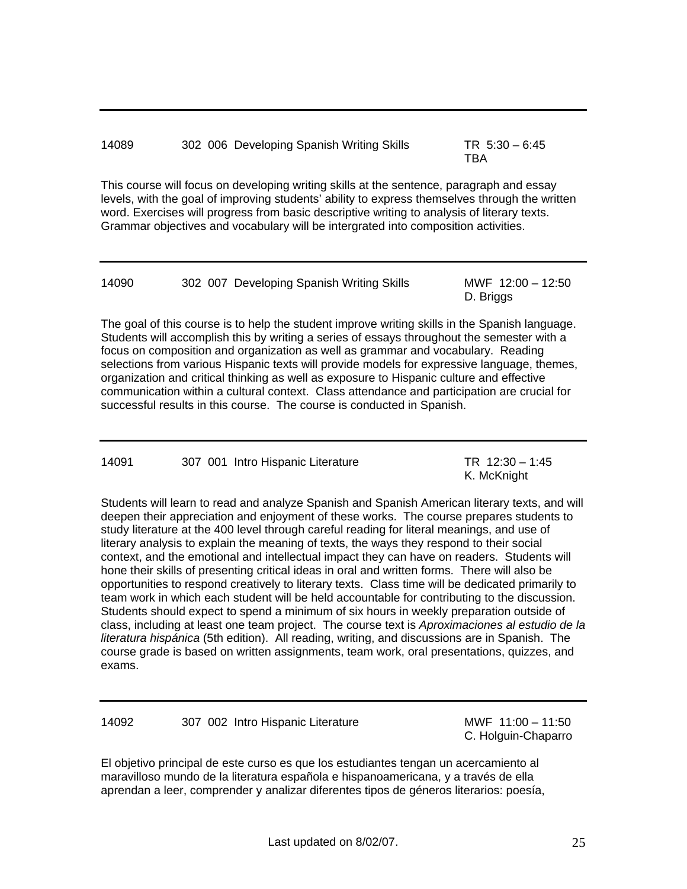---

14089 302 006 Developing Spanish Writing Skills TR 5:30 – 6:45
TBA

This course will focus on developing writing skills at the sentence, paragraph and essay levels, with the goal of improving students' ability to express themselves through the written word. Exercises will progress from basic descriptive writing to analysis of literary texts. Grammar objectives and vocabulary will be intergrated into composition activities.

---

14090 302 007 Developing Spanish Writing Skills MWF 12:00 – 12:50
D. Briggs

The goal of this course is to help the student improve writing skills in the Spanish language. Students will accomplish this by writing a series of essays throughout the semester with a focus on composition and organization as well as grammar and vocabulary. Reading selections from various Hispanic texts will provide models for expressive language, themes, organization and critical thinking as well as exposure to Hispanic culture and effective communication within a cultural context. Class attendance and participation are crucial for successful results in this course. The course is conducted in Spanish.

---

14091 307 001 Intro Hispanic Literature TR 12:30 – 1:45
K. McKnight

Students will learn to read and analyze Spanish and Spanish American literary texts, and will deepen their appreciation and enjoyment of these works. The course prepares students to study literature at the 400 level through careful reading for literal meanings, and use of literary analysis to explain the meaning of texts, the ways they respond to their social context, and the emotional and intellectual impact they can have on readers. Students will hone their skills of presenting critical ideas in oral and written forms. There will also be opportunities to respond creatively to literary texts. Class time will be dedicated primarily to team work in which each student will be held accountable for contributing to the discussion. Students should expect to spend a minimum of six hours in weekly preparation outside of class, including at least one team project. The course text is *Aproximaciones al estudio de la literatura hispánica* (5th edition). All reading, writing, and discussions are in Spanish. The course grade is based on written assignments, team work, oral presentations, quizzes, and exams.

---

14092 307 002 Intro Hispanic Literature MWF 11:00 – 11:50
C. Holguin-Chaparro

El objetivo principal de este curso es que los estudiantes tengan un acercamiento al maravilloso mundo de la literatura española e hispanoamericana, y a través de ella aprendan a leer, comprender y analizar diferentes tipos de géneros literarios: poesía,

Last updated on 8/02/07.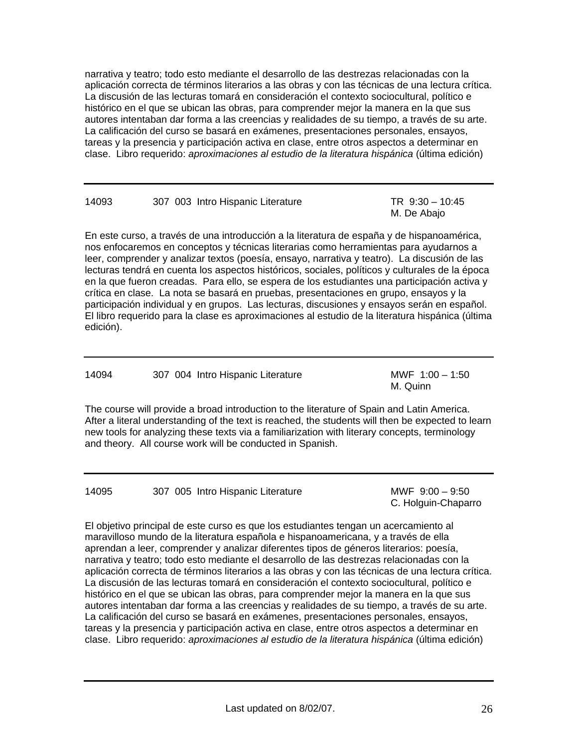narrativa y teatro; todo esto mediante el desarrollo de las destrezas relacionadas con la aplicación correcta de términos literarios a las obras y con las técnicas de una lectura crítica. La discusión de las lecturas tomará en consideración el contexto sociocultural, político e histórico en el que se ubican las obras, para comprender mejor la manera en la que sus autores intentaban dar forma a las creencias y realidades de su tiempo, a través de su arte. La calificación del curso se basará en exámenes, presentaciones personales, ensayos, tareas y la presencia y participación activa en clase, entre otros aspectos a determinar en clase. Libro requerido: *aproximaciones al estudio de la literatura hispánica* (última edición)

---

14093 | 307 003 Intro Hispanic Literature | TR 9:30 – 10:45
M. De Abajo

En este curso, a través de una introducción a la literatura de españa y de hispanoamérica, nos enfocaremos en conceptos y técnicas literarias como herramientas para ayudarnos a leer, comprender y analizar textos (poesía, ensayo, narrativa y teatro). La discusión de las lecturas tendrá en cuenta los aspectos históricos, sociales, políticos y culturales de la época en la que fueron creadas. Para ello, se espera de los estudiantes una participación activa y crítica en clase. La nota se basará en pruebas, presentaciones en grupo, ensayos y la participación individual y en grupos. Las lecturas, discusiones y ensayos serán en español. El libro requerido para la clase es aproximaciones al estudio de la literatura hispánica (última edición).

---

14094 | 307 004 Intro Hispanic Literature | MWF 1:00 – 1:50
M. Quinn

The course will provide a broad introduction to the literature of Spain and Latin America. After a literal understanding of the text is reached, the students will then be expected to learn new tools for analyzing these texts via a familiarization with literary concepts, terminology and theory. All course work will be conducted in Spanish.

---

14095 | 307 005 Intro Hispanic Literature | MWF 9:00 – 9:50
C. Holguin-Chaparro

El objetivo principal de este curso es que los estudiantes tengan un acercamiento al maravilloso mundo de la literatura española e hispanoamericana, y a través de ella aprendan a leer, comprender y analizar diferentes tipos de géneros literarios: poesía, narrativa y teatro; todo esto mediante el desarrollo de las destrezas relacionadas con la aplicación correcta de términos literarios a las obras y con las técnicas de una lectura crítica. La discusión de las lecturas tomará en consideración el contexto sociocultural, político e histórico en el que se ubican las obras, para comprender mejor la manera en la que sus autores intentaban dar forma a las creencias y realidades de su tiempo, a través de su arte. La calificación del curso se basará en exámenes, presentaciones personales, ensayos, tareas y la presencia y participación activa en clase, entre otros aspectos a determinar en clase. Libro requerido: *aproximaciones al estudio de la literatura hispánica* (última edición)

---

Last updated on 8/02/07.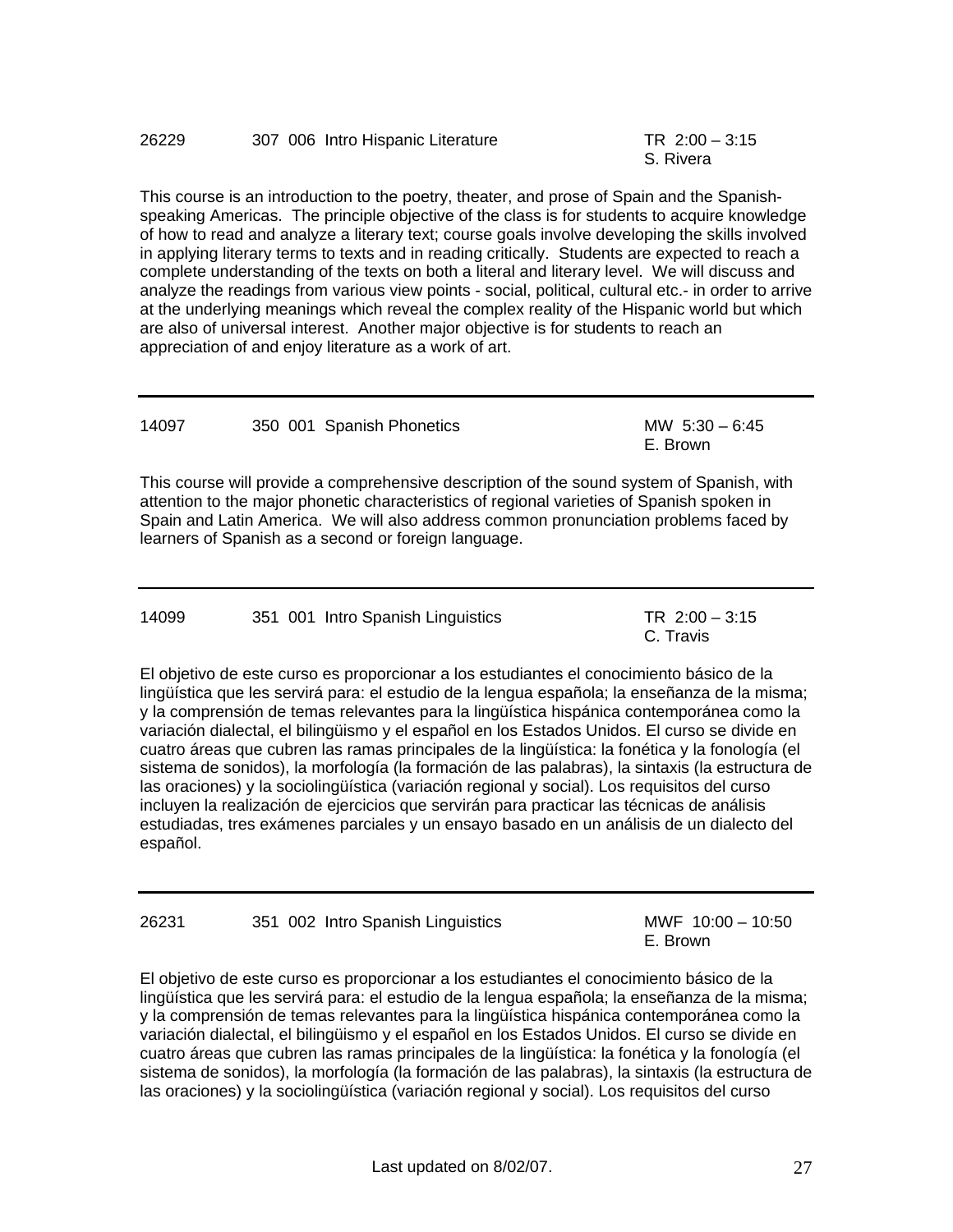26229 307 006 Intro Hispanic Literature TR 2:00 – 3:15
S. Rivera

This course is an introduction to the poetry, theater, and prose of Spain and the Spanish-speaking Americas. The principle objective of the class is for students to acquire knowledge of how to read and analyze a literary text; course goals involve developing the skills involved in applying literary terms to texts and in reading critically. Students are expected to reach a complete understanding of the texts on both a literal and literary level. We will discuss and analyze the readings from various view points - social, political, cultural etc.- in order to arrive at the underlying meanings which reveal the complex reality of the Hispanic world but which are also of universal interest. Another major objective is for students to reach an appreciation of and enjoy literature as a work of art.

---

14097 350 001 Spanish Phonetics MW 5:30 – 6:45
E. Brown

This course will provide a comprehensive description of the sound system of Spanish, with attention to the major phonetic characteristics of regional varieties of Spanish spoken in Spain and Latin America. We will also address common pronunciation problems faced by learners of Spanish as a second or foreign language.

---

14099 351 001 Intro Spanish Linguistics TR 2:00 – 3:15
C. Travis

El objetivo de este curso es proporcionar a los estudiantes el conocimiento básico de la lingüística que les servirá para: el estudio de la lengua española; la enseñanza de la misma; y la comprensión de temas relevantes para la lingüística hispánica contemporánea como la variación dialectal, el bilingüismo y el español en los Estados Unidos. El curso se divide en cuatro áreas que cubren las ramas principales de la lingüística: la fonética y la fonología (el sistema de sonidos), la morfología (la formación de las palabras), la sintaxis (la estructura de las oraciones) y la sociolingüística (variación regional y social). Los requisitos del curso incluyen la realización de ejercicios que servirán para practicar las técnicas de análisis estudiadas, tres exámenes parciales y un ensayo basado en un análisis de un dialecto del español.

---

26231 351 002 Intro Spanish Linguistics MWF 10:00 – 10:50
E. Brown

El objetivo de este curso es proporcionar a los estudiantes el conocimiento básico de la lingüística que les servirá para: el estudio de la lengua española; la enseñanza de la misma; y la comprensión de temas relevantes para la lingüística hispánica contemporánea como la variación dialectal, el bilingüismo y el español en los Estados Unidos. El curso se divide en cuatro áreas que cubren las ramas principales de la lingüística: la fonética y la fonología (el sistema de sonidos), la morfología (la formación de las palabras), la sintaxis (la estructura de las oraciones) y la sociolingüística (variación regional y social). Los requisitos del curso

Last updated on 8/02/07.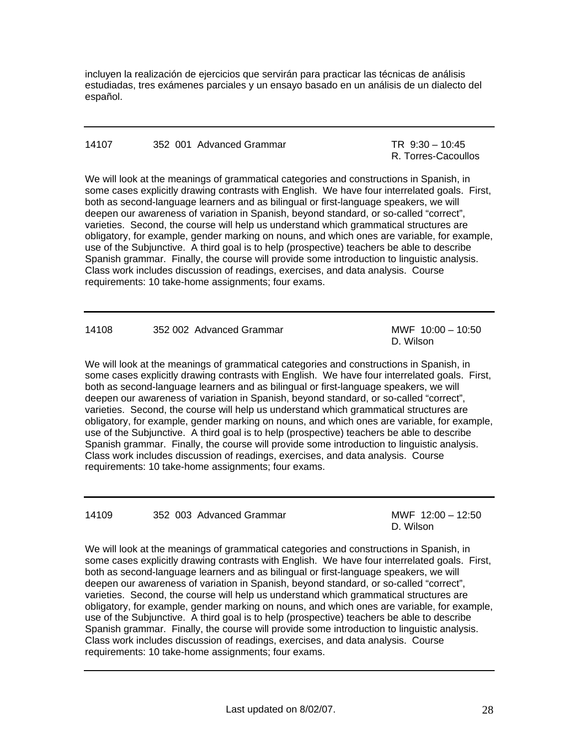incluyen la realización de ejercicios que servirán para practicar las técnicas de análisis estudiadas, tres exámenes parciales y un ensayo basado en un análisis de un dialecto del español.

---

14107 352 001 Advanced Grammar TR 9:30 – 10:45
R. Torres-Cacoullos

We will look at the meanings of grammatical categories and constructions in Spanish, in some cases explicitly drawing contrasts with English. We have four interrelated goals. First, both as second-language learners and as bilingual or first-language speakers, we will deepen our awareness of variation in Spanish, beyond standard, or so-called "correct", varieties. Second, the course will help us understand which grammatical structures are obligatory, for example, gender marking on nouns, and which ones are variable, for example, use of the Subjunctive. A third goal is to help (prospective) teachers be able to describe Spanish grammar. Finally, the course will provide some introduction to linguistic analysis. Class work includes discussion of readings, exercises, and data analysis. Course requirements: 10 take-home assignments; four exams.

---

14108 352 002 Advanced Grammar MWF 10:00 – 10:50
D. Wilson

We will look at the meanings of grammatical categories and constructions in Spanish, in some cases explicitly drawing contrasts with English. We have four interrelated goals. First, both as second-language learners and as bilingual or first-language speakers, we will deepen our awareness of variation in Spanish, beyond standard, or so-called "correct", varieties. Second, the course will help us understand which grammatical structures are obligatory, for example, gender marking on nouns, and which ones are variable, for example, use of the Subjunctive. A third goal is to help (prospective) teachers be able to describe Spanish grammar. Finally, the course will provide some introduction to linguistic analysis. Class work includes discussion of readings, exercises, and data analysis. Course requirements: 10 take-home assignments; four exams.

---

14109 352 003 Advanced Grammar MWF 12:00 – 12:50
D. Wilson

We will look at the meanings of grammatical categories and constructions in Spanish, in some cases explicitly drawing contrasts with English. We have four interrelated goals. First, both as second-language learners and as bilingual or first-language speakers, we will deepen our awareness of variation in Spanish, beyond standard, or so-called "correct", varieties. Second, the course will help us understand which grammatical structures are obligatory, for example, gender marking on nouns, and which ones are variable, for example, use of the Subjunctive. A third goal is to help (prospective) teachers be able to describe Spanish grammar. Finally, the course will provide some introduction to linguistic analysis. Class work includes discussion of readings, exercises, and data analysis. Course requirements: 10 take-home assignments; four exams.

---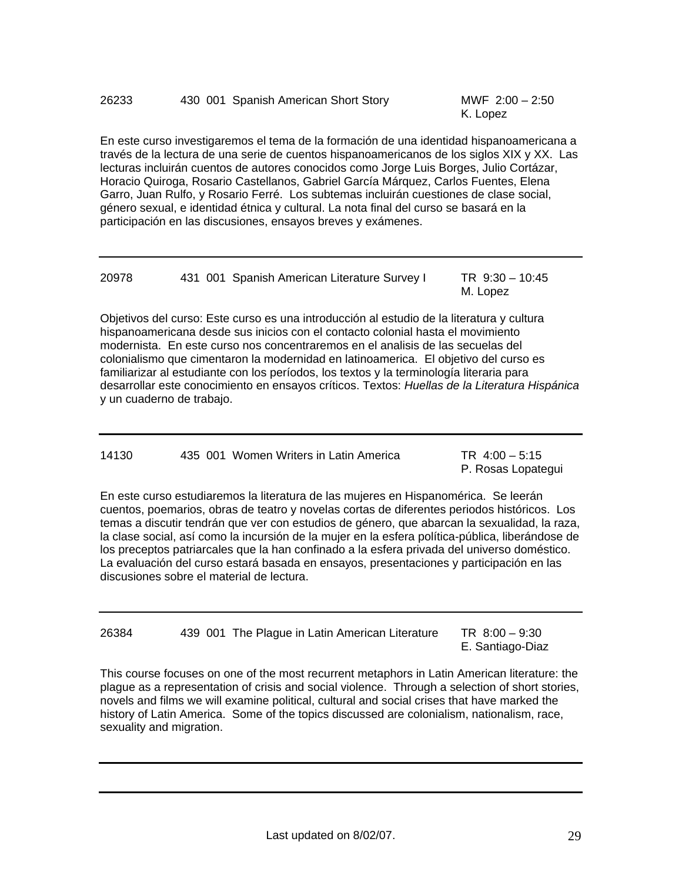26233 430 001 Spanish American Short Story MWF 2:00 – 2:50
K. Lopez

En este curso investigaremos el tema de la formación de una identidad hispanoamericana a través de la lectura de una serie de cuentos hispanoamericanos de los siglos XIX y XX. Las lecturas incluirán cuentos de autores conocidos como Jorge Luis Borges, Julio Cortázar, Horacio Quiroga, Rosario Castellanos, Gabriel García Márquez, Carlos Fuentes, Elena Garro, Juan Rulfo, y Rosario Ferré. Los subtemas incluirán cuestiones de clase social, género sexual, e identidad étnica y cultural. La nota final del curso se basará en la participación en las discusiones, ensayos breves y exámenes.

---

20978 431 001 Spanish American Literature Survey I TR 9:30 – 10:45
M. Lopez

Objetivos del curso: Este curso es una introducción al estudio de la literatura y cultura hispanoamericana desde sus inicios con el contacto colonial hasta el movimiento modernista. En este curso nos concentraremos en el analisis de las secuelas del colonialismo que cimentaron la modernidad en latinoamerica. El objetivo del curso es familiarizar al estudiante con los períodos, los textos y la terminología literaria para desarrollar este conocimiento en ensayos críticos. Textos: *Huellas de la Literatura Hispánica* y un cuaderno de trabajo.

---

14130 435 001 Women Writers in Latin America TR 4:00 – 5:15
P. Rosas Lopategui

En este curso estudiaremos la literatura de las mujeres en Hispanomérica. Se leerán cuentos, poemarios, obras de teatro y novelas cortas de diferentes periodos históricos. Los temas a discutir tendrán que ver con estudios de género, que abarcan la sexualidad, la raza, la clase social, así como la incursión de la mujer en la esfera política-pública, liberándose de los preceptos patriarcales que la han confinado a la esfera privada del universo doméstico. La evaluación del curso estará basada en ensayos, presentaciones y participación en las discusiones sobre el material de lectura.

---

26384 439 001 The Plague in Latin American Literature TR 8:00 – 9:30
E. Santiago-Diaz

This course focuses on one of the most recurrent metaphors in Latin American literature: the plague as a representation of crisis and social violence. Through a selection of short stories, novels and films we will examine political, cultural and social crises that have marked the history of Latin America. Some of the topics discussed are colonialism, nationalism, race, sexuality and migration.

---

---

Last updated on 8/02/07.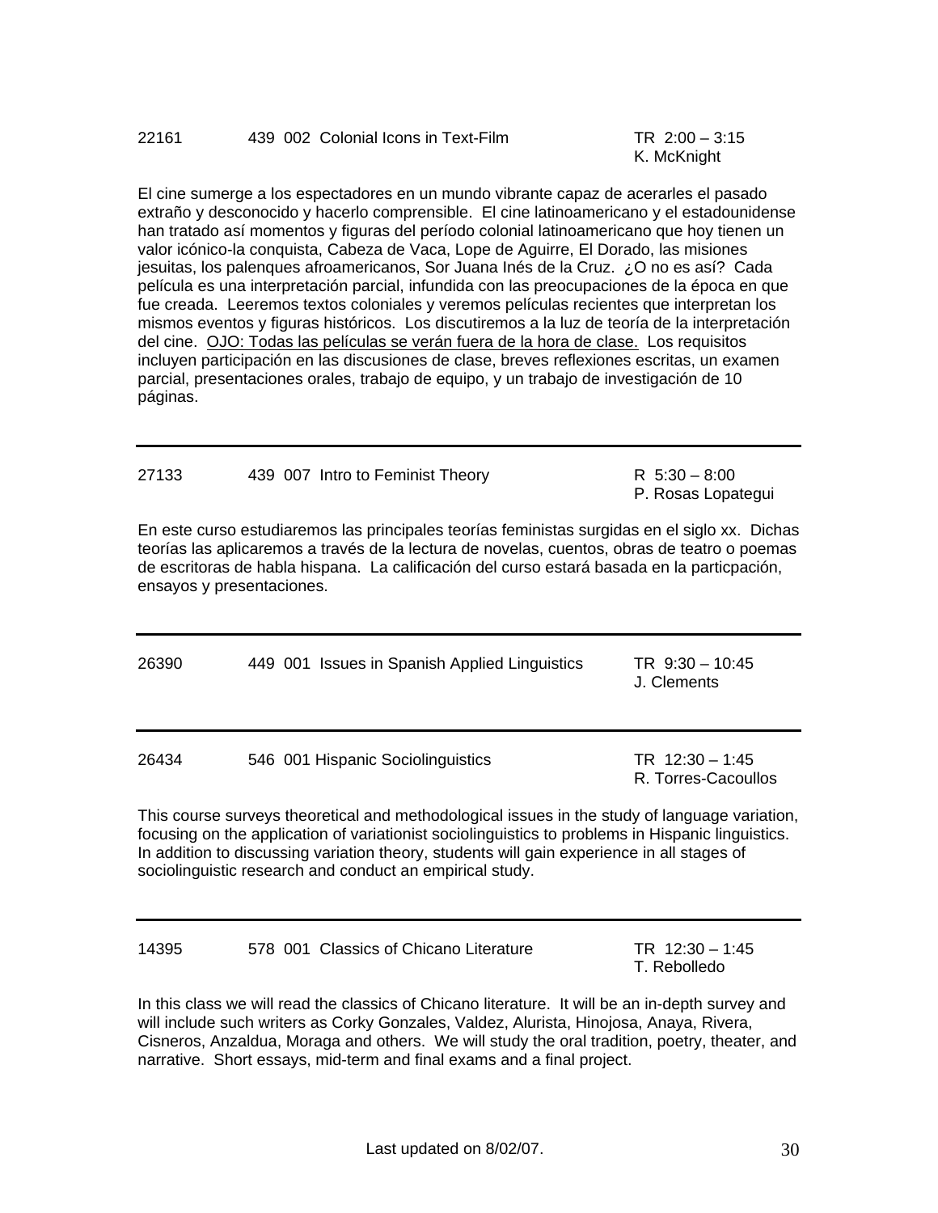22161 439 002 Colonial Icons in Text-Film TR 2:00 – 3:15
K. McKnight

El cine sumerge a los espectadores en un mundo vibrante capaz de acerarles el pasado extraño y desconocido y hacerlo comprensible. El cine latinoamericano y el estadounidense han tratado así momentos y figuras del período colonial latinoamericano que hoy tienen un valor icónico-la conquista, Cabeza de Vaca, Lope de Aguirre, El Dorado, las misiones jesuitas, los palenques afroamericanos, Sor Juana Inés de la Cruz. ¿O no es así? Cada película es una interpretación parcial, infundida con las preocupaciones de la época en que fue creada. Leeremos textos coloniales y veremos películas recientes que interpretan los mismos eventos y figuras históricos. Los discutiremos a la luz de teoría de la interpretación del cine. <u>OJO: Todas las películas se verán fuera de la hora de clase.</u> Los requisitos incluyen participación en las discusiones de clase, breves reflexiones escritas, un examen parcial, presentaciones orales, trabajo de equipo, y un trabajo de investigación de 10 páginas.

---

27133 439 007 Intro to Feminist Theory R 5:30 – 8:00
P. Rosas Lopategui

En este curso estudiaremos las principales teorías feministas surgidas en el siglo xx. Dichas teorías las aplicaremos a través de la lectura de novelas, cuentos, obras de teatro o poemas de escritoras de habla hispana. La calificación del curso estará basada en la particpación, ensayos y presentaciones.

---

26390 449 001 Issues in Spanish Applied Linguistics TR 9:30 – 10:45
J. Clements

---

26434 546 001 Hispanic Sociolinguistics TR 12:30 – 1:45
R. Torres-Cacoullos

This course surveys theoretical and methodological issues in the study of language variation, focusing on the application of variationist sociolinguistics to problems in Hispanic linguistics. In addition to discussing variation theory, students will gain experience in all stages of sociolinguistic research and conduct an empirical study.

---

14395 578 001 Classics of Chicano Literature TR 12:30 – 1:45
T. Rebolledo

In this class we will read the classics of Chicano literature. It will be an in-depth survey and will include such writers as Corky Gonzales, Valdez, Alurista, Hinojosa, Anaya, Rivera, Cisneros, Anzaldua, Moraga and others. We will study the oral tradition, poetry, theater, and narrative. Short essays, mid-term and final exams and a final project.

Last updated on 8/02/07.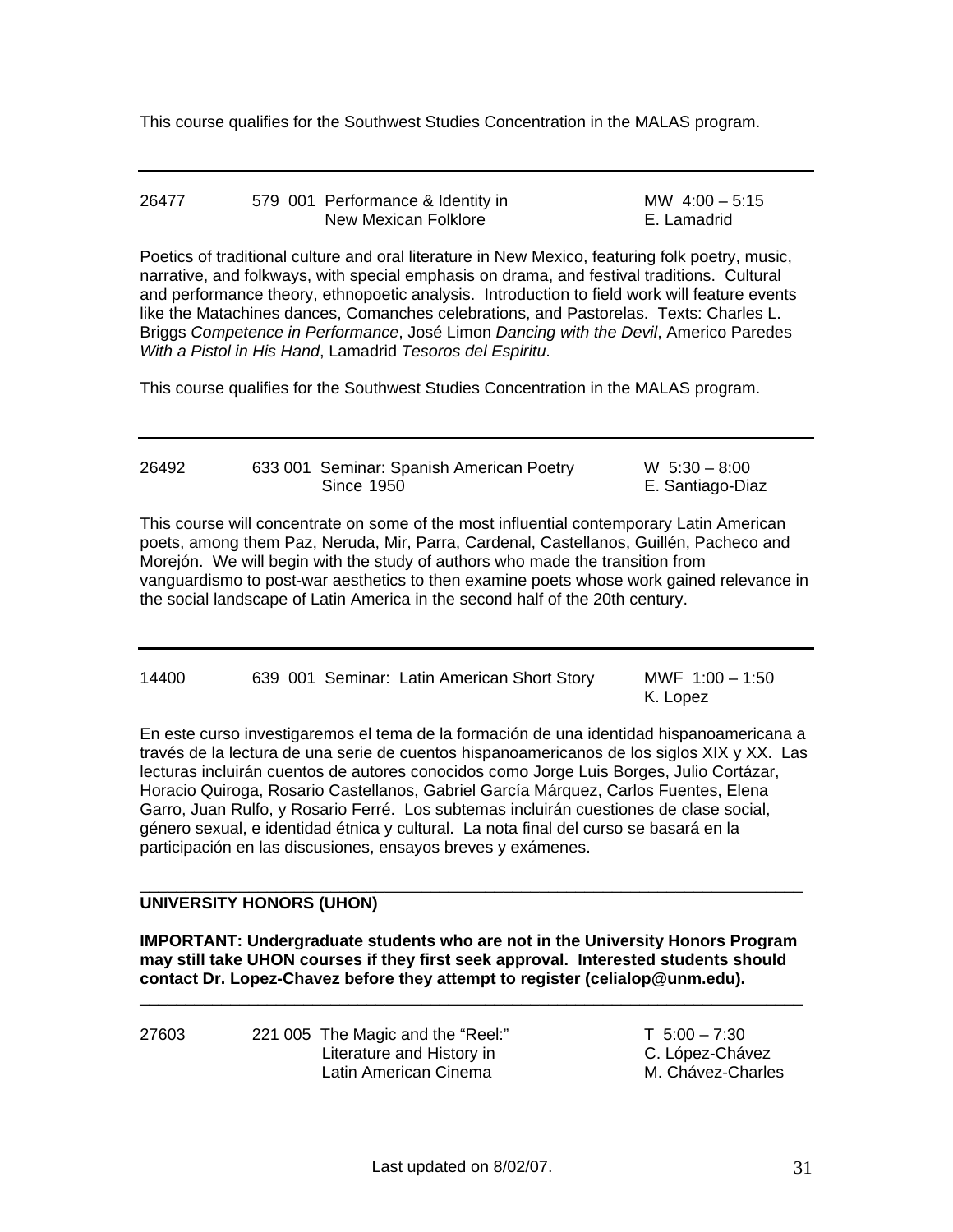This course qualifies for the Southwest Studies Concentration in the MALAS program.

---

| | | |
|---|---|---|
| 26477 | 579 001 Performance & Identity in New Mexican Folklore | MW 4:00 – 5:15<br>E. Lamadrid |

Poetics of traditional culture and oral literature in New Mexico, featuring folk poetry, music, narrative, and folkways, with special emphasis on drama, and festival traditions. Cultural and performance theory, ethnopoetic analysis. Introduction to field work will feature events like the Matachines dances, Comanches celebrations, and Pastorelas. Texts: Charles L. Briggs *Competence in Performance*, José Limon *Dancing with the Devil*, Americo Paredes *With a Pistol in His Hand*, Lamadrid *Tesoros del Espiritu*.

This course qualifies for the Southwest Studies Concentration in the MALAS program.

---

| | | |
|---|---|---|
| 26492 | 633 001 Seminar: Spanish American Poetry Since 1950 | W 5:30 – 8:00<br>E. Santiago-Diaz |

This course will concentrate on some of the most influential contemporary Latin American poets, among them Paz, Neruda, Mir, Parra, Cardenal, Castellanos, Guillén, Pacheco and Morejón. We will begin with the study of authors who made the transition from vanguardismo to post-war aesthetics to then examine poets whose work gained relevance in the social landscape of Latin America in the second half of the 20th century.

---

| | | |
|---|---|---|
| 14400 | 639 001 Seminar: Latin American Short Story | MWF 1:00 – 1:50<br>K. Lopez |

En este curso investigaremos el tema de la formación de una identidad hispanoamericana a través de la lectura de una serie de cuentos hispanoamericanos de los siglos XIX y XX. Las lecturas incluirán cuentos de autores conocidos como Jorge Luis Borges, Julio Cortázar, Horacio Quiroga, Rosario Castellanos, Gabriel García Márquez, Carlos Fuentes, Elena Garro, Juan Rulfo, y Rosario Ferré. Los subtemas incluirán cuestiones de clase social, género sexual, e identidad étnica y cultural. La nota final del curso se basará en la participación en las discusiones, ensayos breves y exámenes.

---

## UNIVERSITY HONORS (UHON)

**IMPORTANT: Undergraduate students who are not in the University Honors Program may still take UHON courses if they first seek approval. Interested students should contact Dr. Lopez-Chavez before they attempt to register (celialop@unm.edu).**

---

| | | |
|---|---|---|
| 27603 | 221 005 The Magic and the "Reel:" Literature and History in Latin American Cinema | T 5:00 – 7:30<br>C. López-Chávez<br>M. Chávez-Charles |

Last updated on 8/02/07.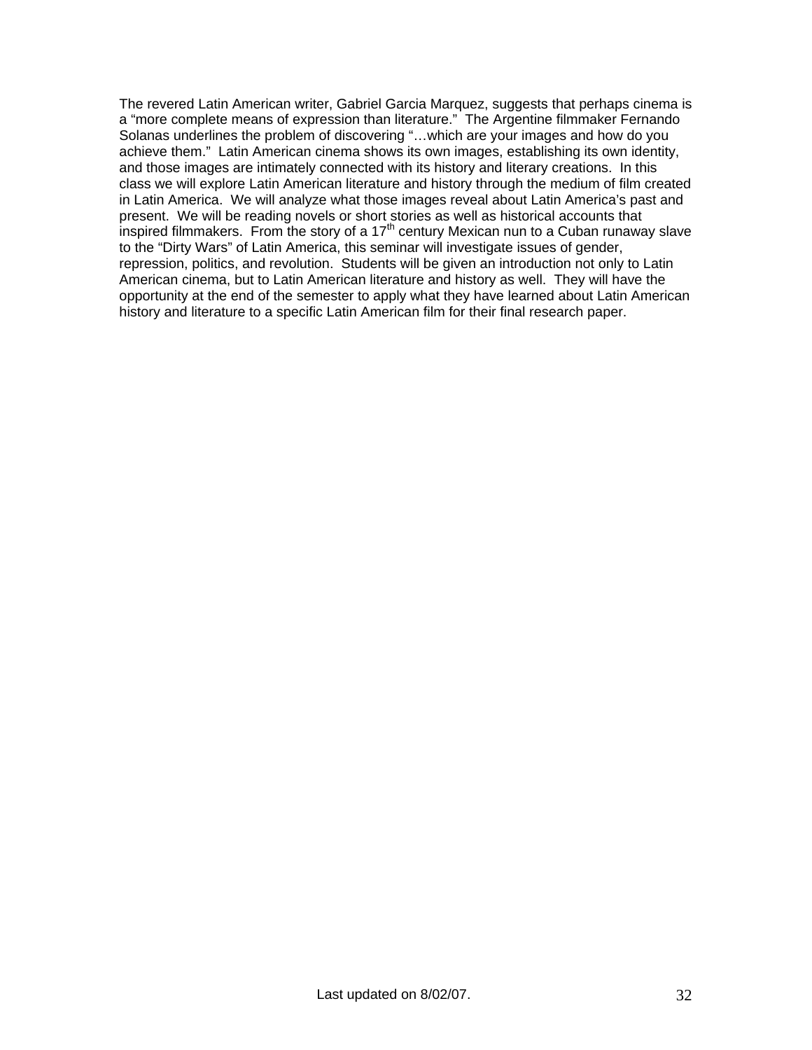The revered Latin American writer, Gabriel Garcia Marquez, suggests that perhaps cinema is a "more complete means of expression than literature." The Argentine filmmaker Fernando Solanas underlines the problem of discovering "…which are your images and how do you achieve them." Latin American cinema shows its own images, establishing its own identity, and those images are intimately connected with its history and literary creations. In this class we will explore Latin American literature and history through the medium of film created in Latin America. We will analyze what those images reveal about Latin America's past and present. We will be reading novels or short stories as well as historical accounts that inspired filmmakers. From the story of a 17th century Mexican nun to a Cuban runaway slave to the "Dirty Wars" of Latin America, this seminar will investigate issues of gender, repression, politics, and revolution. Students will be given an introduction not only to Latin American cinema, but to Latin American literature and history as well. They will have the opportunity at the end of the semester to apply what they have learned about Latin American history and literature to a specific Latin American film for their final research paper.

Last updated on 8/02/07.